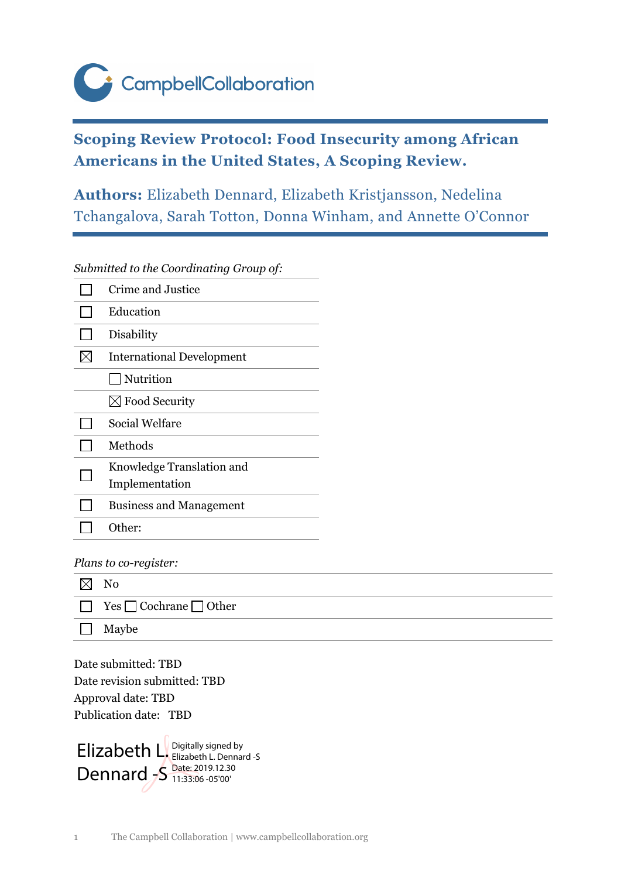CampbellCollaboration

# Scoping Review Protocol: Food Insecurity among African Americans in the United States, A Scoping Review.

**Authors:** Elizabeth Dennard, Elizabeth Kristjansson, Nedelina Tchangalova, Sarah Totton, Donna Winham, and Annette O'Connor

*Submitted to the Coordinating Group of:*

- ☐ Crime and Justice
- ☐ Education
- ☐ Disability
- ☒ International Development
  - ☐ Nutrition
  - ☒ Food Security
- ☐ Social Welfare
- ☐ Methods
- ☐ Knowledge Translation and Implementation
- ☐ Business and Management
- ☐ Other:

*Plans to co-register:*

- ☒ No
- ☐ Yes ☐ Cochrane ☐ Other
- ☐ Maybe

Date submitted: TBD
Date revision submitted: TBD
Approval date: TBD
Publication date: TBD

Elizabeth L Dennard -S
Digitally signed by Elizabeth L. Dennard -S
Date: 2019.12.30 11:33:06 -05'00'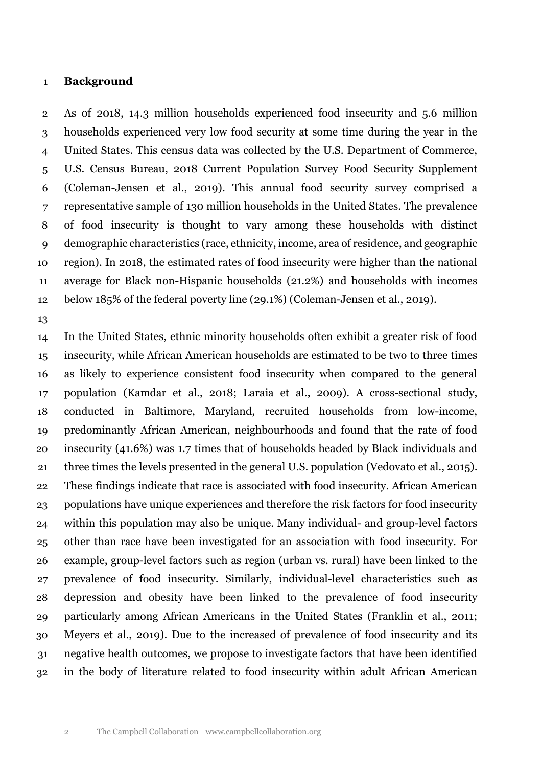## Background

As of 2018, 14.3 million households experienced food insecurity and 5.6 million households experienced very low food security at some time during the year in the United States. This census data was collected by the U.S. Department of Commerce, U.S. Census Bureau, 2018 Current Population Survey Food Security Supplement (Coleman-Jensen et al., 2019). This annual food security survey comprised a representative sample of 130 million households in the United States. The prevalence of food insecurity is thought to vary among these households with distinct demographic characteristics (race, ethnicity, income, area of residence, and geographic region). In 2018, the estimated rates of food insecurity were higher than the national average for Black non-Hispanic households (21.2%) and households with incomes below 185% of the federal poverty line (29.1%) (Coleman-Jensen et al., 2019).

In the United States, ethnic minority households often exhibit a greater risk of food insecurity, while African American households are estimated to be two to three times as likely to experience consistent food insecurity when compared to the general population (Kamdar et al., 2018; Laraia et al., 2009). A cross-sectional study, conducted in Baltimore, Maryland, recruited households from low-income, predominantly African American, neighbourhoods and found that the rate of food insecurity (41.6%) was 1.7 times that of households headed by Black individuals and three times the levels presented in the general U.S. population (Vedovato et al., 2015). These findings indicate that race is associated with food insecurity. African American populations have unique experiences and therefore the risk factors for food insecurity within this population may also be unique. Many individual- and group-level factors other than race have been investigated for an association with food insecurity. For example, group-level factors such as region (urban vs. rural) have been linked to the prevalence of food insecurity. Similarly, individual-level characteristics such as depression and obesity have been linked to the prevalence of food insecurity particularly among African Americans in the United States (Franklin et al., 2011; Meyers et al., 2019). Due to the increased of prevalence of food insecurity and its negative health outcomes, we propose to investigate factors that have been identified in the body of literature related to food insecurity within adult African American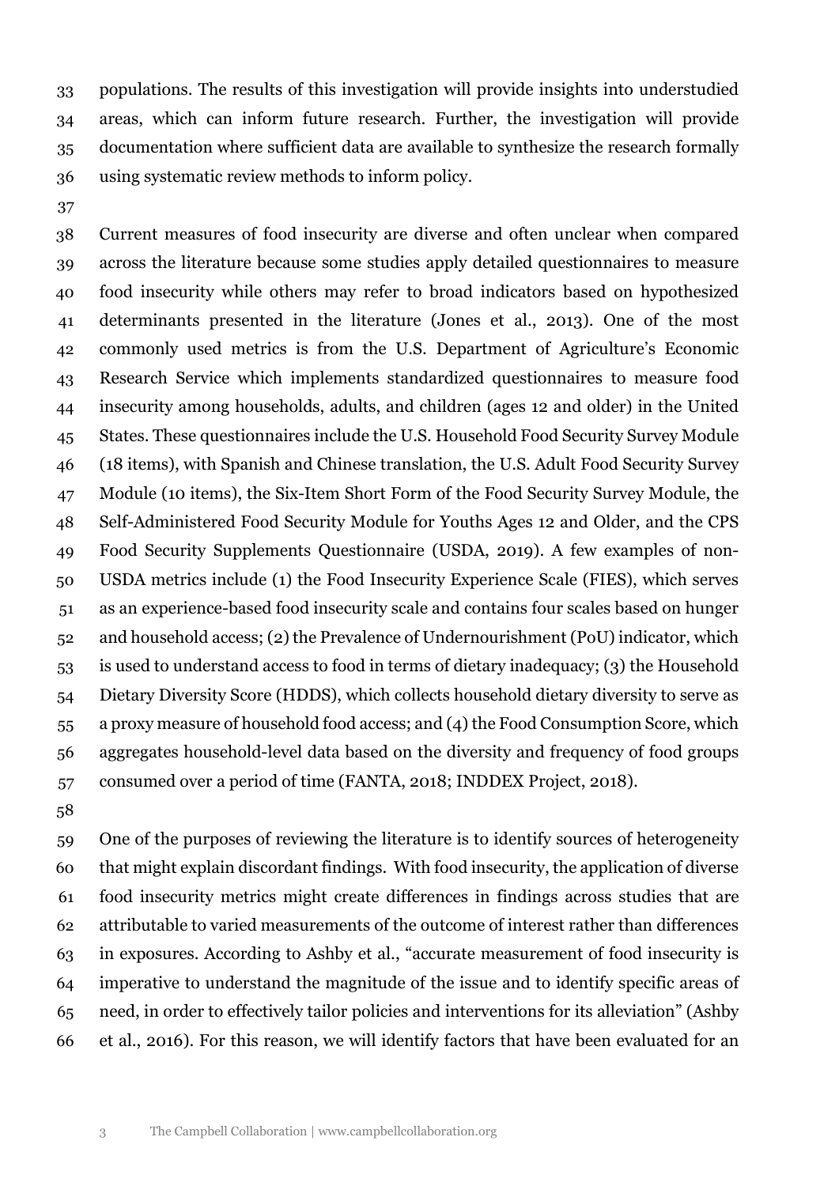populations. The results of this investigation will provide insights into understudied areas, which can inform future research. Further, the investigation will provide documentation where sufficient data are available to synthesize the research formally using systematic review methods to inform policy.

Current measures of food insecurity are diverse and often unclear when compared across the literature because some studies apply detailed questionnaires to measure food insecurity while others may refer to broad indicators based on hypothesized determinants presented in the literature (Jones et al., 2013). One of the most commonly used metrics is from the U.S. Department of Agriculture's Economic Research Service which implements standardized questionnaires to measure food insecurity among households, adults, and children (ages 12 and older) in the United States. These questionnaires include the U.S. Household Food Security Survey Module (18 items), with Spanish and Chinese translation, the U.S. Adult Food Security Survey Module (10 items), the Six-Item Short Form of the Food Security Survey Module, the Self-Administered Food Security Module for Youths Ages 12 and Older, and the CPS Food Security Supplements Questionnaire (USDA, 2019). A few examples of non-USDA metrics include (1) the Food Insecurity Experience Scale (FIES), which serves as an experience-based food insecurity scale and contains four scales based on hunger and household access; (2) the Prevalence of Undernourishment (PoU) indicator, which is used to understand access to food in terms of dietary inadequacy; (3) the Household Dietary Diversity Score (HDDS), which collects household dietary diversity to serve as a proxy measure of household food access; and (4) the Food Consumption Score, which aggregates household-level data based on the diversity and frequency of food groups consumed over a period of time (FANTA, 2018; INDDEX Project, 2018).

One of the purposes of reviewing the literature is to identify sources of heterogeneity that might explain discordant findings. With food insecurity, the application of diverse food insecurity metrics might create differences in findings across studies that are attributable to varied measurements of the outcome of interest rather than differences in exposures. According to Ashby et al., "accurate measurement of food insecurity is imperative to understand the magnitude of the issue and to identify specific areas of need, in order to effectively tailor policies and interventions for its alleviation" (Ashby et al., 2016). For this reason, we will identify factors that have been evaluated for an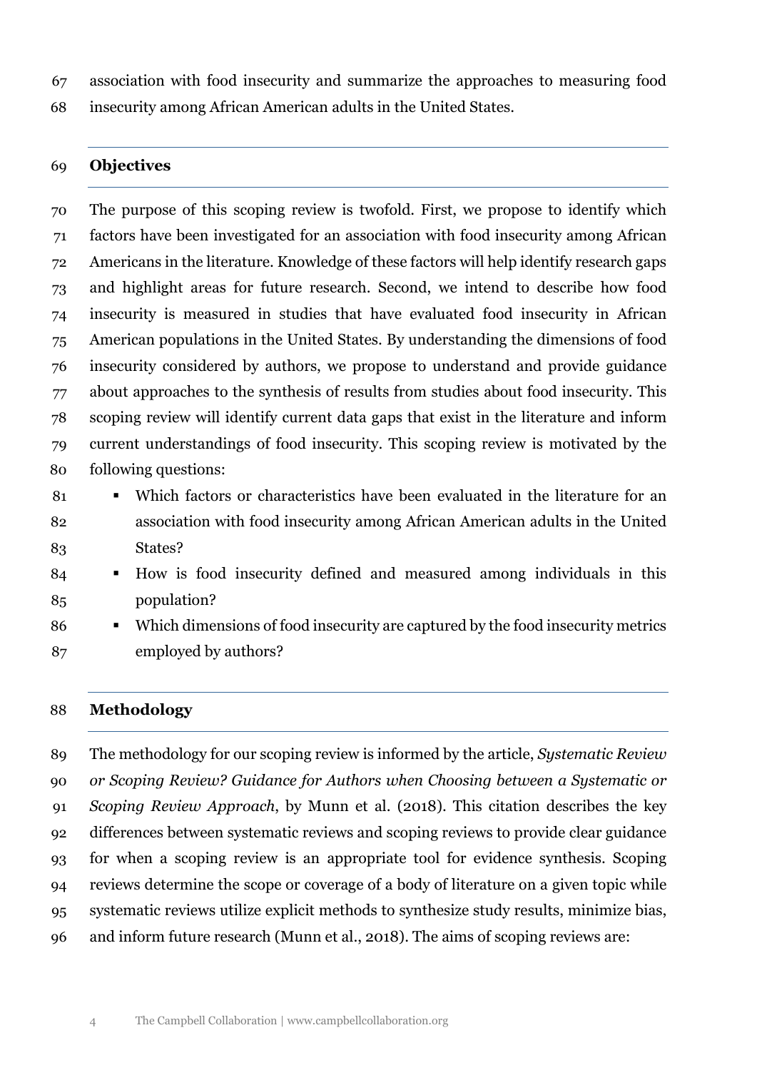association with food insecurity and summarize the approaches to measuring food insecurity among African American adults in the United States.

## Objectives

The purpose of this scoping review is twofold. First, we propose to identify which factors have been investigated for an association with food insecurity among African Americans in the literature. Knowledge of these factors will help identify research gaps and highlight areas for future research. Second, we intend to describe how food insecurity is measured in studies that have evaluated food insecurity in African American populations in the United States. By understanding the dimensions of food insecurity considered by authors, we propose to understand and provide guidance about approaches to the synthesis of results from studies about food insecurity. This scoping review will identify current data gaps that exist in the literature and inform current understandings of food insecurity. This scoping review is motivated by the following questions:

- Which factors or characteristics have been evaluated in the literature for an association with food insecurity among African American adults in the United States?
- How is food insecurity defined and measured among individuals in this population?
- Which dimensions of food insecurity are captured by the food insecurity metrics employed by authors?

## Methodology

The methodology for our scoping review is informed by the article, *Systematic Review or Scoping Review? Guidance for Authors when Choosing between a Systematic or Scoping Review Approach*, by Munn et al. (2018). This citation describes the key differences between systematic reviews and scoping reviews to provide clear guidance for when a scoping review is an appropriate tool for evidence synthesis. Scoping reviews determine the scope or coverage of a body of literature on a given topic while systematic reviews utilize explicit methods to synthesize study results, minimize bias, and inform future research (Munn et al., 2018). The aims of scoping reviews are: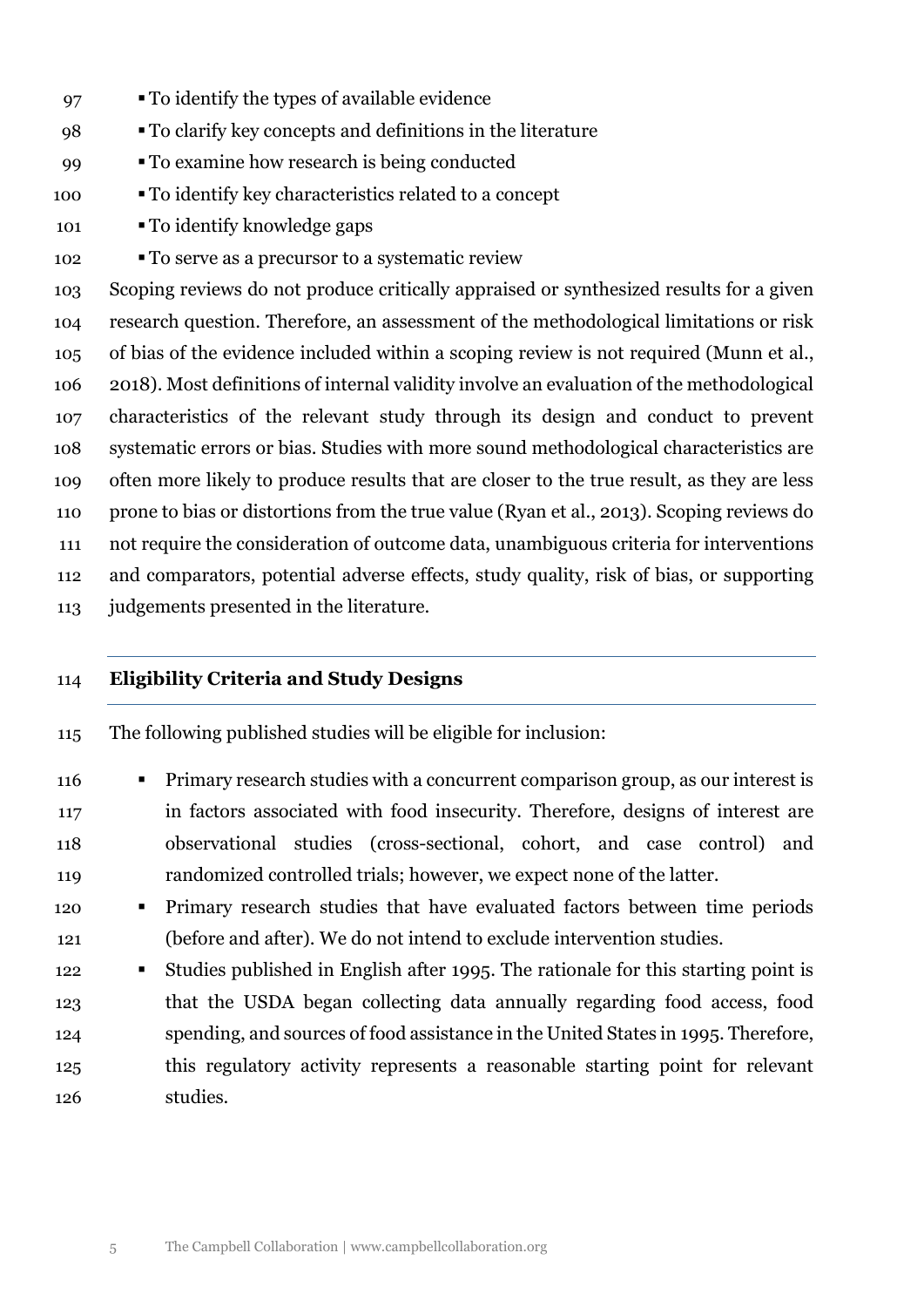- To identify the types of available evidence
- To clarify key concepts and definitions in the literature
- To examine how research is being conducted
- To identify key characteristics related to a concept
- To identify knowledge gaps
- To serve as a precursor to a systematic review

Scoping reviews do not produce critically appraised or synthesized results for a given research question. Therefore, an assessment of the methodological limitations or risk of bias of the evidence included within a scoping review is not required (Munn et al., 2018). Most definitions of internal validity involve an evaluation of the methodological characteristics of the relevant study through its design and conduct to prevent systematic errors or bias. Studies with more sound methodological characteristics are often more likely to produce results that are closer to the true result, as they are less prone to bias or distortions from the true value (Ryan et al., 2013). Scoping reviews do not require the consideration of outcome data, unambiguous criteria for interventions and comparators, potential adverse effects, study quality, risk of bias, or supporting judgements presented in the literature.

## Eligibility Criteria and Study Designs

The following published studies will be eligible for inclusion:

- Primary research studies with a concurrent comparison group, as our interest is in factors associated with food insecurity. Therefore, designs of interest are observational studies (cross-sectional, cohort, and case control) and randomized controlled trials; however, we expect none of the latter.
- Primary research studies that have evaluated factors between time periods (before and after). We do not intend to exclude intervention studies.
- Studies published in English after 1995. The rationale for this starting point is that the USDA began collecting data annually regarding food access, food spending, and sources of food assistance in the United States in 1995. Therefore, this regulatory activity represents a reasonable starting point for relevant studies.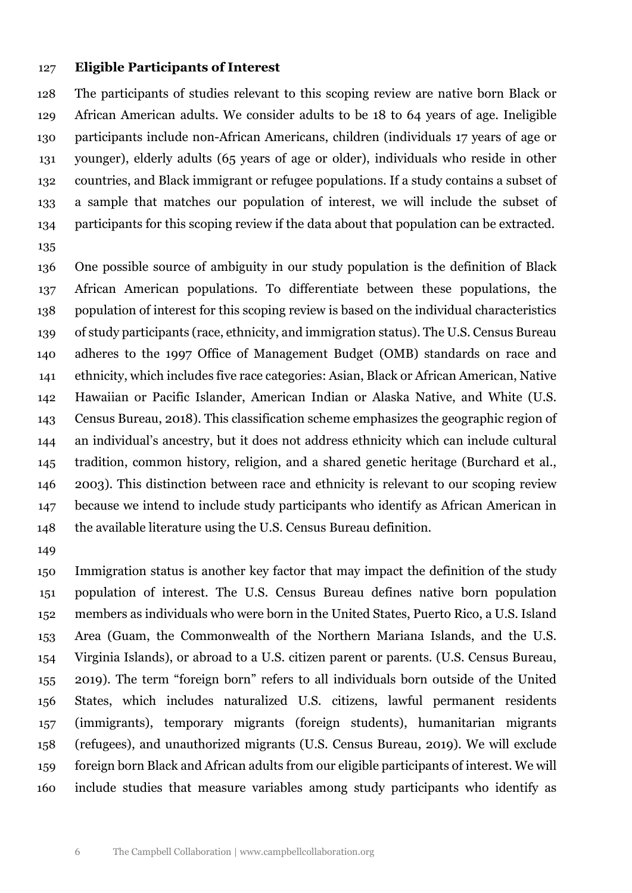**Eligible Participants of Interest**

The participants of studies relevant to this scoping review are native born Black or African American adults. We consider adults to be 18 to 64 years of age. Ineligible participants include non-African Americans, children (individuals 17 years of age or younger), elderly adults (65 years of age or older), individuals who reside in other countries, and Black immigrant or refugee populations. If a study contains a subset of a sample that matches our population of interest, we will include the subset of participants for this scoping review if the data about that population can be extracted.

One possible source of ambiguity in our study population is the definition of Black African American populations. To differentiate between these populations, the population of interest for this scoping review is based on the individual characteristics of study participants (race, ethnicity, and immigration status). The U.S. Census Bureau adheres to the 1997 Office of Management Budget (OMB) standards on race and ethnicity, which includes five race categories: Asian, Black or African American, Native Hawaiian or Pacific Islander, American Indian or Alaska Native, and White (U.S. Census Bureau, 2018). This classification scheme emphasizes the geographic region of an individual's ancestry, but it does not address ethnicity which can include cultural tradition, common history, religion, and a shared genetic heritage (Burchard et al., 2003). This distinction between race and ethnicity is relevant to our scoping review because we intend to include study participants who identify as African American in the available literature using the U.S. Census Bureau definition.

Immigration status is another key factor that may impact the definition of the study population of interest. The U.S. Census Bureau defines native born population members as individuals who were born in the United States, Puerto Rico, a U.S. Island Area (Guam, the Commonwealth of the Northern Mariana Islands, and the U.S. Virginia Islands), or abroad to a U.S. citizen parent or parents. (U.S. Census Bureau, 2019). The term "foreign born" refers to all individuals born outside of the United States, which includes naturalized U.S. citizens, lawful permanent residents (immigrants), temporary migrants (foreign students), humanitarian migrants (refugees), and unauthorized migrants (U.S. Census Bureau, 2019). We will exclude foreign born Black and African adults from our eligible participants of interest. We will include studies that measure variables among study participants who identify as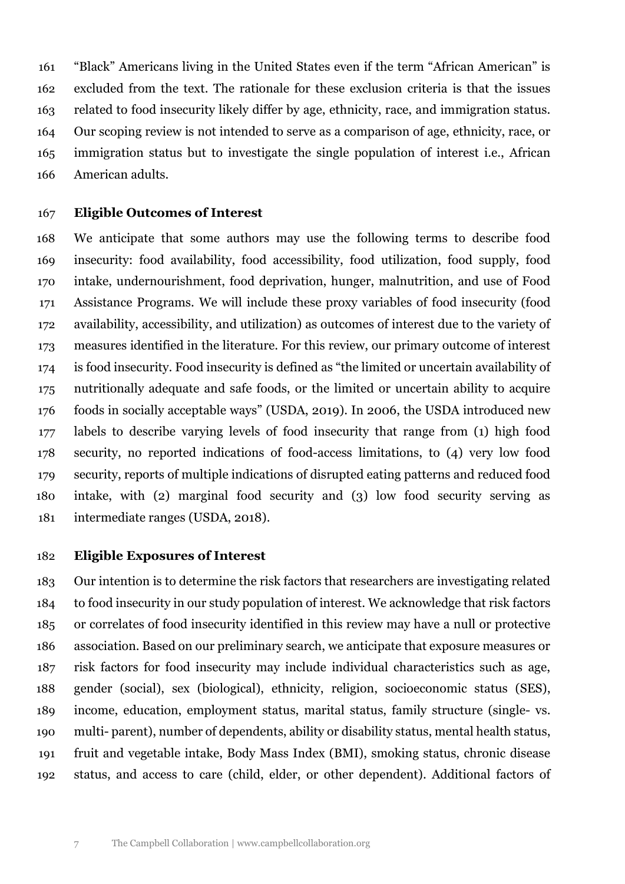"Black" Americans living in the United States even if the term "African American" is excluded from the text. The rationale for these exclusion criteria is that the issues related to food insecurity likely differ by age, ethnicity, race, and immigration status. Our scoping review is not intended to serve as a comparison of age, ethnicity, race, or immigration status but to investigate the single population of interest i.e., African American adults.

**Eligible Outcomes of Interest**

We anticipate that some authors may use the following terms to describe food insecurity: food availability, food accessibility, food utilization, food supply, food intake, undernourishment, food deprivation, hunger, malnutrition, and use of Food Assistance Programs. We will include these proxy variables of food insecurity (food availability, accessibility, and utilization) as outcomes of interest due to the variety of measures identified in the literature. For this review, our primary outcome of interest is food insecurity. Food insecurity is defined as "the limited or uncertain availability of nutritionally adequate and safe foods, or the limited or uncertain ability to acquire foods in socially acceptable ways" (USDA, 2019). In 2006, the USDA introduced new labels to describe varying levels of food insecurity that range from (1) high food security, no reported indications of food-access limitations, to (4) very low food security, reports of multiple indications of disrupted eating patterns and reduced food intake, with (2) marginal food security and (3) low food security serving as intermediate ranges (USDA, 2018).

**Eligible Exposures of Interest**

Our intention is to determine the risk factors that researchers are investigating related to food insecurity in our study population of interest. We acknowledge that risk factors or correlates of food insecurity identified in this review may have a null or protective association. Based on our preliminary search, we anticipate that exposure measures or risk factors for food insecurity may include individual characteristics such as age, gender (social), sex (biological), ethnicity, religion, socioeconomic status (SES), income, education, employment status, marital status, family structure (single- vs. multi- parent), number of dependents, ability or disability status, mental health status, fruit and vegetable intake, Body Mass Index (BMI), smoking status, chronic disease status, and access to care (child, elder, or other dependent). Additional factors of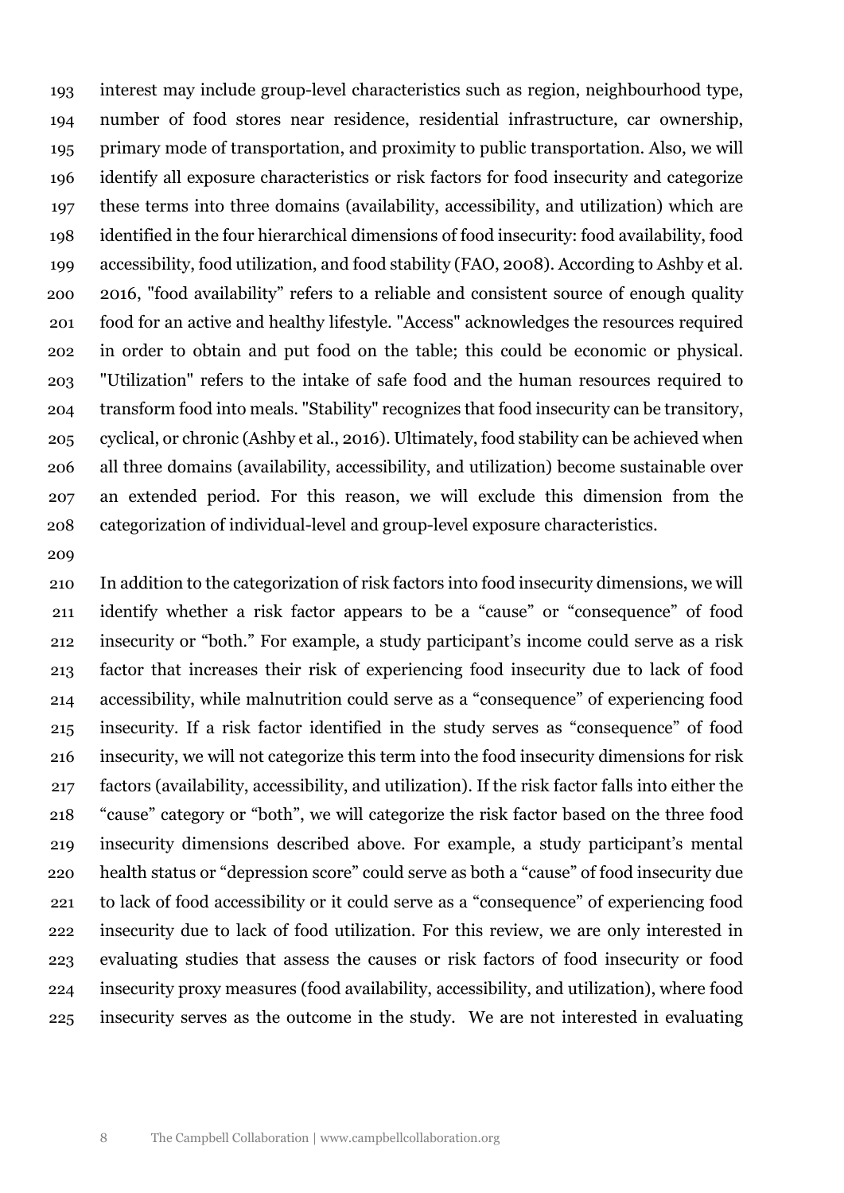interest may include group-level characteristics such as region, neighbourhood type, number of food stores near residence, residential infrastructure, car ownership, primary mode of transportation, and proximity to public transportation. Also, we will identify all exposure characteristics or risk factors for food insecurity and categorize these terms into three domains (availability, accessibility, and utilization) which are identified in the four hierarchical dimensions of food insecurity: food availability, food accessibility, food utilization, and food stability (FAO, 2008). According to Ashby et al. 2016, "food availability" refers to a reliable and consistent source of enough quality food for an active and healthy lifestyle. "Access" acknowledges the resources required in order to obtain and put food on the table; this could be economic or physical. "Utilization" refers to the intake of safe food and the human resources required to transform food into meals. "Stability" recognizes that food insecurity can be transitory, cyclical, or chronic (Ashby et al., 2016). Ultimately, food stability can be achieved when all three domains (availability, accessibility, and utilization) become sustainable over an extended period. For this reason, we will exclude this dimension from the categorization of individual-level and group-level exposure characteristics.

In addition to the categorization of risk factors into food insecurity dimensions, we will identify whether a risk factor appears to be a "cause" or "consequence" of food insecurity or "both." For example, a study participant's income could serve as a risk factor that increases their risk of experiencing food insecurity due to lack of food accessibility, while malnutrition could serve as a "consequence" of experiencing food insecurity. If a risk factor identified in the study serves as "consequence" of food insecurity, we will not categorize this term into the food insecurity dimensions for risk factors (availability, accessibility, and utilization). If the risk factor falls into either the "cause" category or "both", we will categorize the risk factor based on the three food insecurity dimensions described above. For example, a study participant's mental health status or "depression score" could serve as both a "cause" of food insecurity due to lack of food accessibility or it could serve as a "consequence" of experiencing food insecurity due to lack of food utilization. For this review, we are only interested in evaluating studies that assess the causes or risk factors of food insecurity or food insecurity proxy measures (food availability, accessibility, and utilization), where food insecurity serves as the outcome in the study. We are not interested in evaluating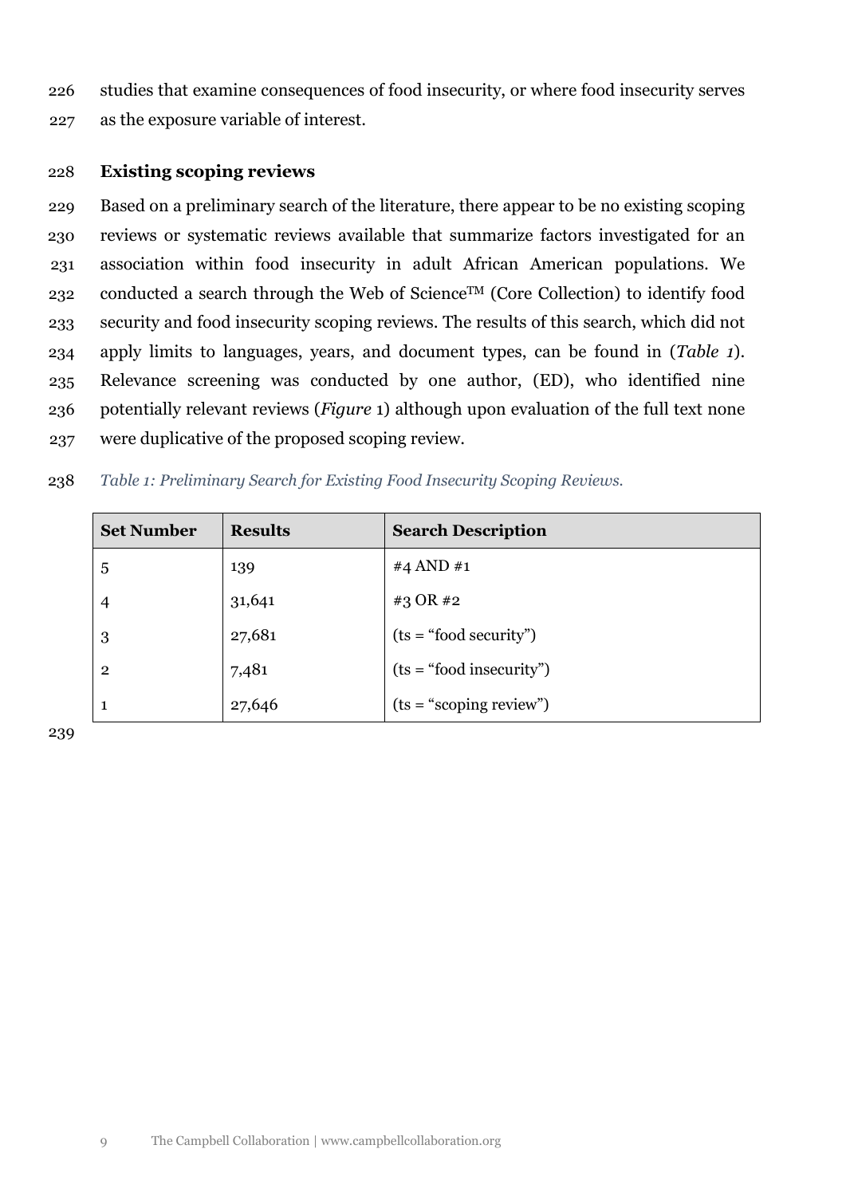studies that examine consequences of food insecurity, or where food insecurity serves as the exposure variable of interest.

## Existing scoping reviews

Based on a preliminary search of the literature, there appear to be no existing scoping reviews or systematic reviews available that summarize factors investigated for an association within food insecurity in adult African American populations. We conducted a search through the Web of Science™ (Core Collection) to identify food security and food insecurity scoping reviews. The results of this search, which did not apply limits to languages, years, and document types, can be found in (*Table 1*). Relevance screening was conducted by one author, (ED), who identified nine potentially relevant reviews (*Figure* 1) although upon evaluation of the full text none were duplicative of the proposed scoping review.

*Table 1: Preliminary Search for Existing Food Insecurity Scoping Reviews.*

| Set Number | Results | Search Description |
|---|---|---|
| 5 | 139 | #4 AND #1 |
| 4 | 31,641 | #3 OR #2 |
| 3 | 27,681 | (ts = "food security") |
| 2 | 7,481 | (ts = "food insecurity") |
| 1 | 27,646 | (ts = "scoping review") |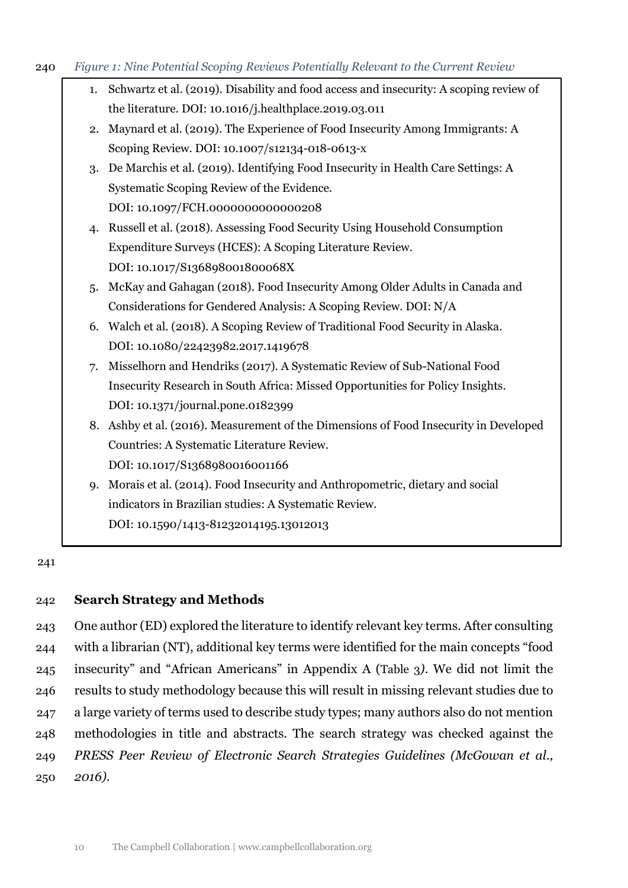*Figure 1: Nine Potential Scoping Reviews Potentially Relevant to the Current Review*

1. Schwartz et al. (2019). Disability and food access and insecurity: A scoping review of the literature. DOI: 10.1016/j.healthplace.2019.03.011
2. Maynard et al. (2019). The Experience of Food Insecurity Among Immigrants: A Scoping Review. DOI: 10.1007/s12134-018-0613-x
3. De Marchis et al. (2019). Identifying Food Insecurity in Health Care Settings: A Systematic Scoping Review of the Evidence. DOI: 10.1097/FCH.0000000000000208
4. Russell et al. (2018). Assessing Food Security Using Household Consumption Expenditure Surveys (HCES): A Scoping Literature Review. DOI: 10.1017/S136898001800068X
5. McKay and Gahagan (2018). Food Insecurity Among Older Adults in Canada and Considerations for Gendered Analysis: A Scoping Review. DOI: N/A
6. Walch et al. (2018). A Scoping Review of Traditional Food Security in Alaska. DOI: 10.1080/22423982.2017.1419678
7. Misselhorn and Hendriks (2017). A Systematic Review of Sub-National Food Insecurity Research in South Africa: Missed Opportunities for Policy Insights. DOI: 10.1371/journal.pone.0182399
8. Ashby et al. (2016). Measurement of the Dimensions of Food Insecurity in Developed Countries: A Systematic Literature Review. DOI: 10.1017/S1368980016001166
9. Morais et al. (2014). Food Insecurity and Anthropometric, dietary and social indicators in Brazilian studies: A Systematic Review. DOI: 10.1590/1413-81232014195.13012013

## Search Strategy and Methods

One author (ED) explored the literature to identify relevant key terms. After consulting with a librarian (NT), additional key terms were identified for the main concepts "food insecurity" and "African Americans" in Appendix A (Table 3*)*. We did not limit the results to study methodology because this will result in missing relevant studies due to a large variety of terms used to describe study types; many authors also do not mention methodologies in title and abstracts. The search strategy was checked against the *PRESS Peer Review of Electronic Search Strategies Guidelines (McGowan et al., 2016).*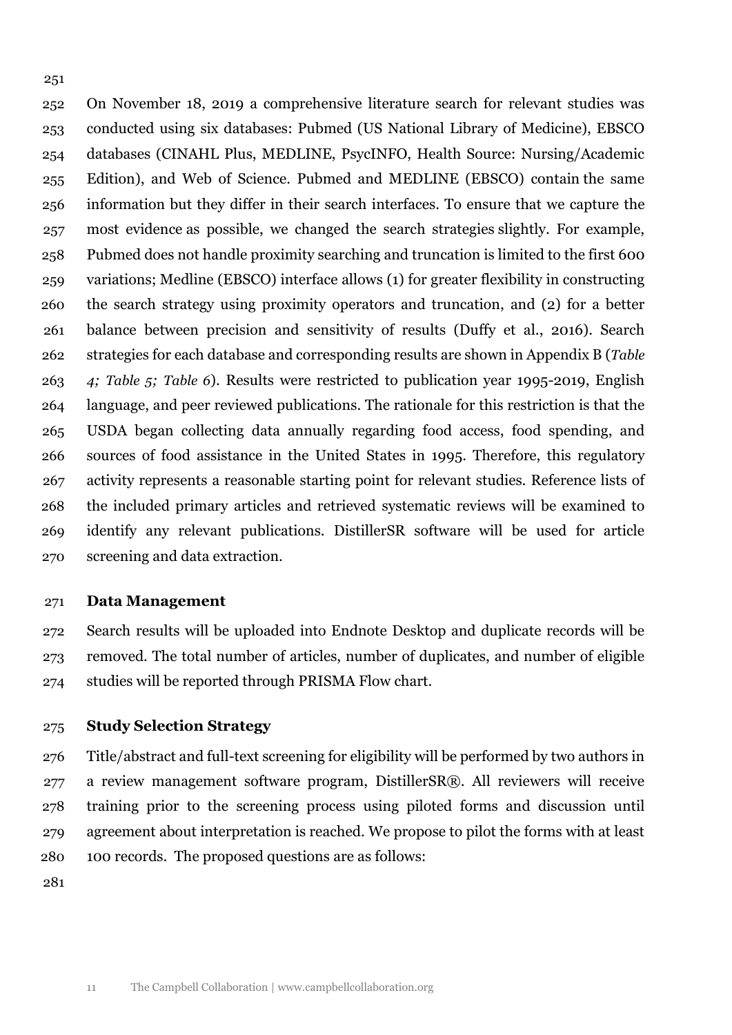On November 18, 2019 a comprehensive literature search for relevant studies was conducted using six databases: Pubmed (US National Library of Medicine), EBSCO databases (CINAHL Plus, MEDLINE, PsycINFO, Health Source: Nursing/Academic Edition), and Web of Science. Pubmed and MEDLINE (EBSCO) contain the same information but they differ in their search interfaces. To ensure that we capture the most evidence as possible, we changed the search strategies slightly. For example, Pubmed does not handle proximity searching and truncation is limited to the first 600 variations; Medline (EBSCO) interface allows (1) for greater flexibility in constructing the search strategy using proximity operators and truncation, and (2) for a better balance between precision and sensitivity of results (Duffy et al., 2016). Search strategies for each database and corresponding results are shown in Appendix B (*Table 4; Table 5; Table 6*). Results were restricted to publication year 1995-2019, English language, and peer reviewed publications. The rationale for this restriction is that the USDA began collecting data annually regarding food access, food spending, and sources of food assistance in the United States in 1995. Therefore, this regulatory activity represents a reasonable starting point for relevant studies. Reference lists of the included primary articles and retrieved systematic reviews will be examined to identify any relevant publications. DistillerSR software will be used for article screening and data extraction.

**Data Management**

Search results will be uploaded into Endnote Desktop and duplicate records will be removed. The total number of articles, number of duplicates, and number of eligible studies will be reported through PRISMA Flow chart.

**Study Selection Strategy**

Title/abstract and full-text screening for eligibility will be performed by two authors in a review management software program, DistillerSR®. All reviewers will receive training prior to the screening process using piloted forms and discussion until agreement about interpretation is reached. We propose to pilot the forms with at least 100 records. The proposed questions are as follows: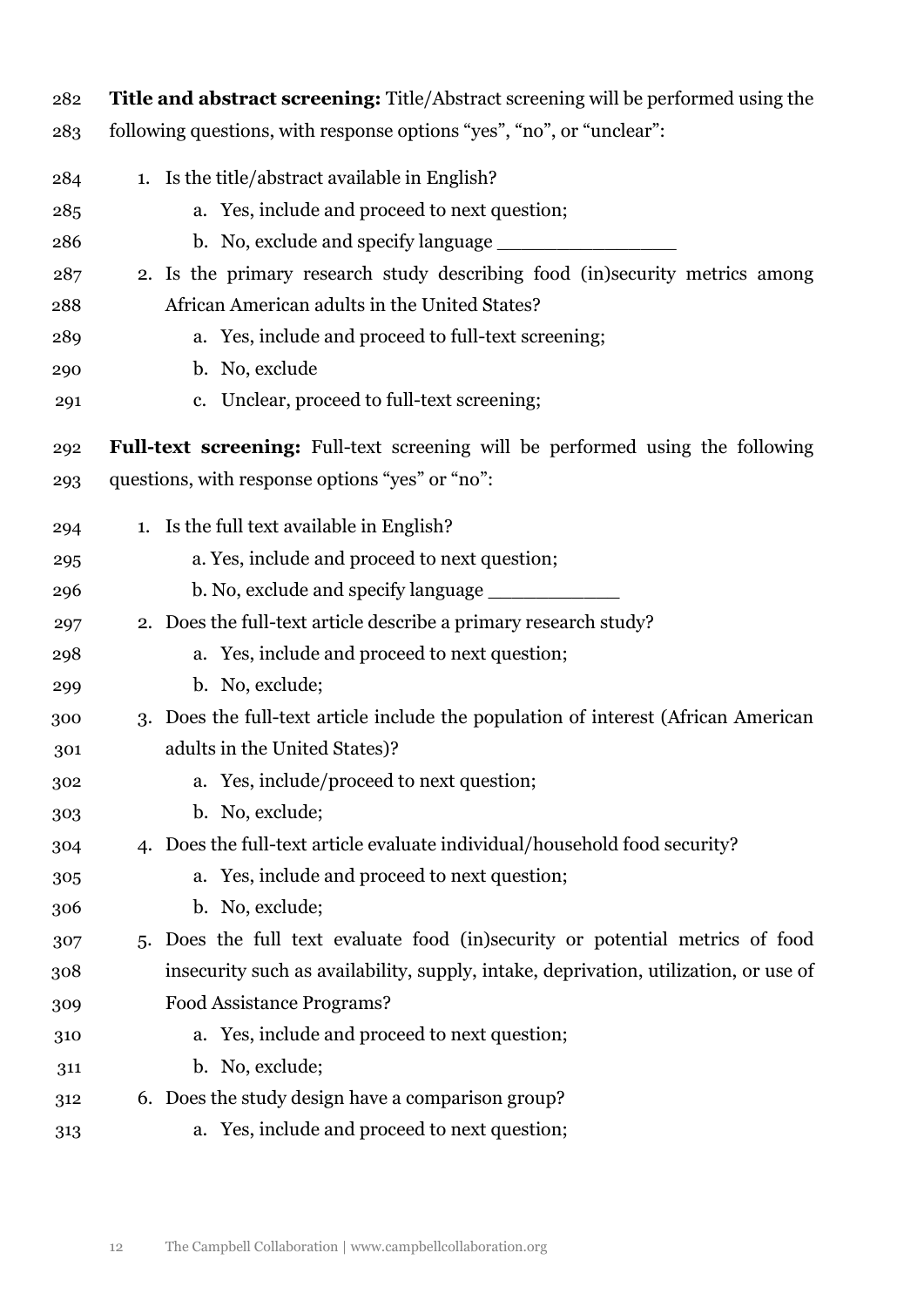**Title and abstract screening:** Title/Abstract screening will be performed using the following questions, with response options "yes", "no", or "unclear":

1. Is the title/abstract available in English?
    a. Yes, include and proceed to next question;
    b. No, exclude and specify language _______________
2. Is the primary research study describing food (in)security metrics among African American adults in the United States?
    a. Yes, include and proceed to full-text screening;
    b. No, exclude
    c. Unclear, proceed to full-text screening;

**Full-text screening:** Full-text screening will be performed using the following questions, with response options "yes" or "no":

1. Is the full text available in English?
    a. Yes, include and proceed to next question;
    b. No, exclude and specify language ___________
2. Does the full-text article describe a primary research study?
    a. Yes, include and proceed to next question;
    b. No, exclude;
3. Does the full-text article include the population of interest (African American adults in the United States)?
    a. Yes, include/proceed to next question;
    b. No, exclude;
4. Does the full-text article evaluate individual/household food security?
    a. Yes, include and proceed to next question;
    b. No, exclude;
5. Does the full text evaluate food (in)security or potential metrics of food insecurity such as availability, supply, intake, deprivation, utilization, or use of Food Assistance Programs?
    a. Yes, include and proceed to next question;
    b. No, exclude;
6. Does the study design have a comparison group?
    a. Yes, include and proceed to next question;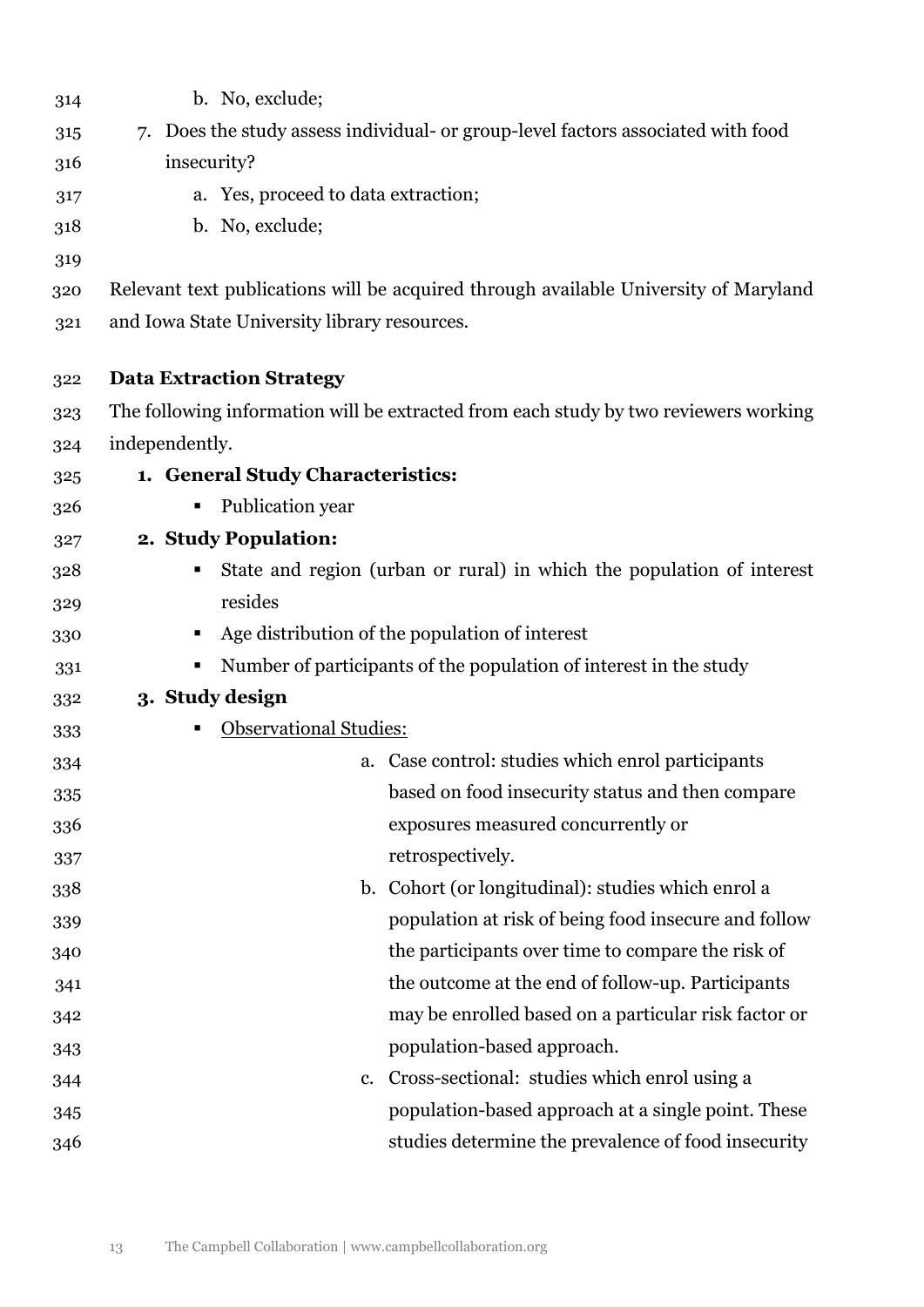b. No, exclude;

7. Does the study assess individual- or group-level factors associated with food insecurity?
   a. Yes, proceed to data extraction;
   b. No, exclude;

Relevant text publications will be acquired through available University of Maryland and Iowa State University library resources.

**Data Extraction Strategy**

The following information will be extracted from each study by two reviewers working independently.

1. **General Study Characteristics:**
   - Publication year
2. **Study Population:**
   - State and region (urban or rural) in which the population of interest resides
   - Age distribution of the population of interest
   - Number of participants of the population of interest in the study
3. **Study design**
   - Observational Studies:
     a. Case control: studies which enrol participants based on food insecurity status and then compare exposures measured concurrently or retrospectively.
     b. Cohort (or longitudinal): studies which enrol a population at risk of being food insecure and follow the participants over time to compare the risk of the outcome at the end of follow-up. Participants may be enrolled based on a particular risk factor or population-based approach.
     c. Cross-sectional: studies which enrol using a population-based approach at a single point. These studies determine the prevalence of food insecurity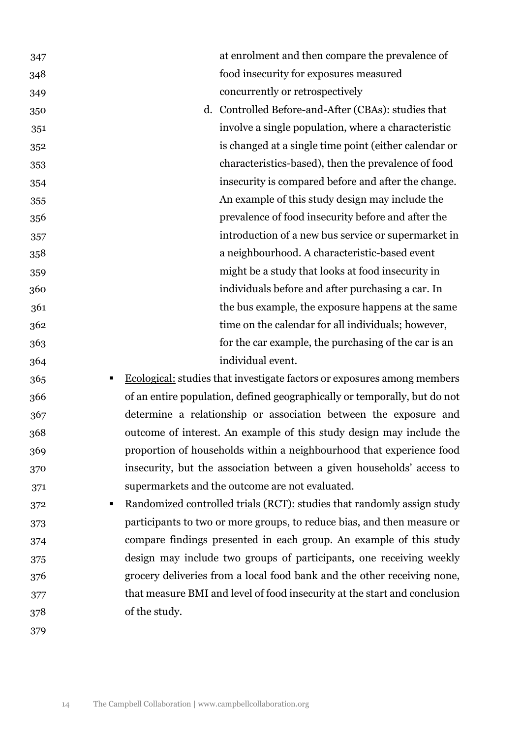at enrolment and then compare the prevalence of food insecurity for exposures measured concurrently or retrospectively

   d. Controlled Before-and-After (CBAs): studies that involve a single population, where a characteristic is changed at a single time point (either calendar or characteristics-based), then the prevalence of food insecurity is compared before and after the change. An example of this study design may include the prevalence of food insecurity before and after the introduction of a new bus service or supermarket in a neighbourhood. A characteristic-based event might be a study that looks at food insecurity in individuals before and after purchasing a car. In the bus example, the exposure happens at the same time on the calendar for all individuals; however, for the car example, the purchasing of the car is an individual event.

- Ecological: studies that investigate factors or exposures among members of an entire population, defined geographically or temporally, but do not determine a relationship or association between the exposure and outcome of interest. An example of this study design may include the proportion of households within a neighbourhood that experience food insecurity, but the association between a given households' access to supermarkets and the outcome are not evaluated.
- Randomized controlled trials (RCT): studies that randomly assign study participants to two or more groups, to reduce bias, and then measure or compare findings presented in each group. An example of this study design may include two groups of participants, one receiving weekly grocery deliveries from a local food bank and the other receiving none, that measure BMI and level of food insecurity at the start and conclusion of the study.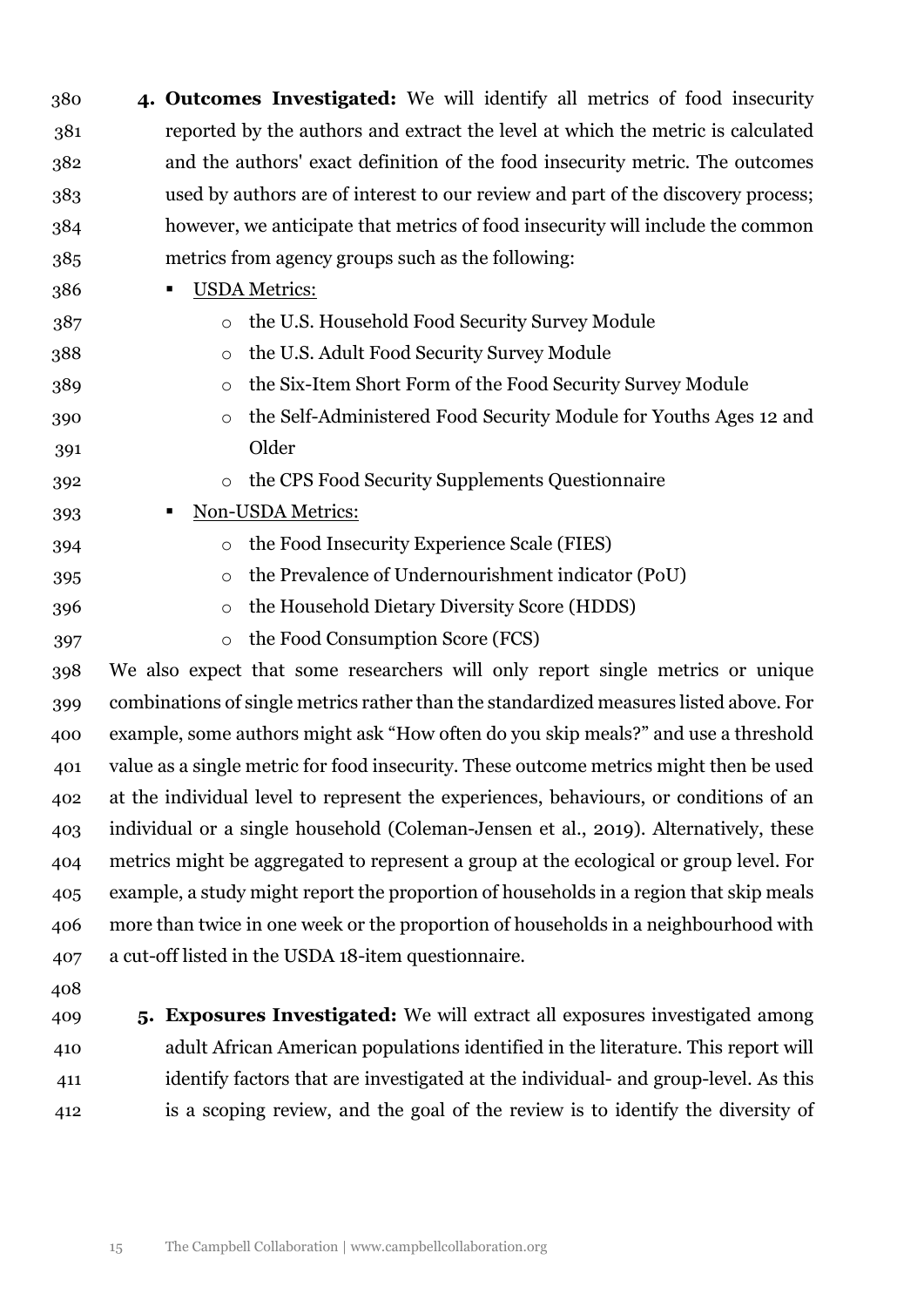4. **Outcomes Investigated:** We will identify all metrics of food insecurity reported by the authors and extract the level at which the metric is calculated and the authors' exact definition of the food insecurity metric. The outcomes used by authors are of interest to our review and part of the discovery process; however, we anticipate that metrics of food insecurity will include the common metrics from agency groups such as the following:
   - <u>USDA Metrics:</u>
     - the U.S. Household Food Security Survey Module
     - the U.S. Adult Food Security Survey Module
     - the Six-Item Short Form of the Food Security Survey Module
     - the Self-Administered Food Security Module for Youths Ages 12 and Older
     - the CPS Food Security Supplements Questionnaire
   - <u>Non-USDA Metrics:</u>
     - the Food Insecurity Experience Scale (FIES)
     - the Prevalence of Undernourishment indicator (PoU)
     - the Household Dietary Diversity Score (HDDS)
     - the Food Consumption Score (FCS)

We also expect that some researchers will only report single metrics or unique combinations of single metrics rather than the standardized measures listed above. For example, some authors might ask "How often do you skip meals?" and use a threshold value as a single metric for food insecurity. These outcome metrics might then be used at the individual level to represent the experiences, behaviours, or conditions of an individual or a single household (Coleman-Jensen et al., 2019). Alternatively, these metrics might be aggregated to represent a group at the ecological or group level. For example, a study might report the proportion of households in a region that skip meals more than twice in one week or the proportion of households in a neighbourhood with a cut-off listed in the USDA 18-item questionnaire.

5. **Exposures Investigated:** We will extract all exposures investigated among adult African American populations identified in the literature. This report will identify factors that are investigated at the individual- and group-level. As this is a scoping review, and the goal of the review is to identify the diversity of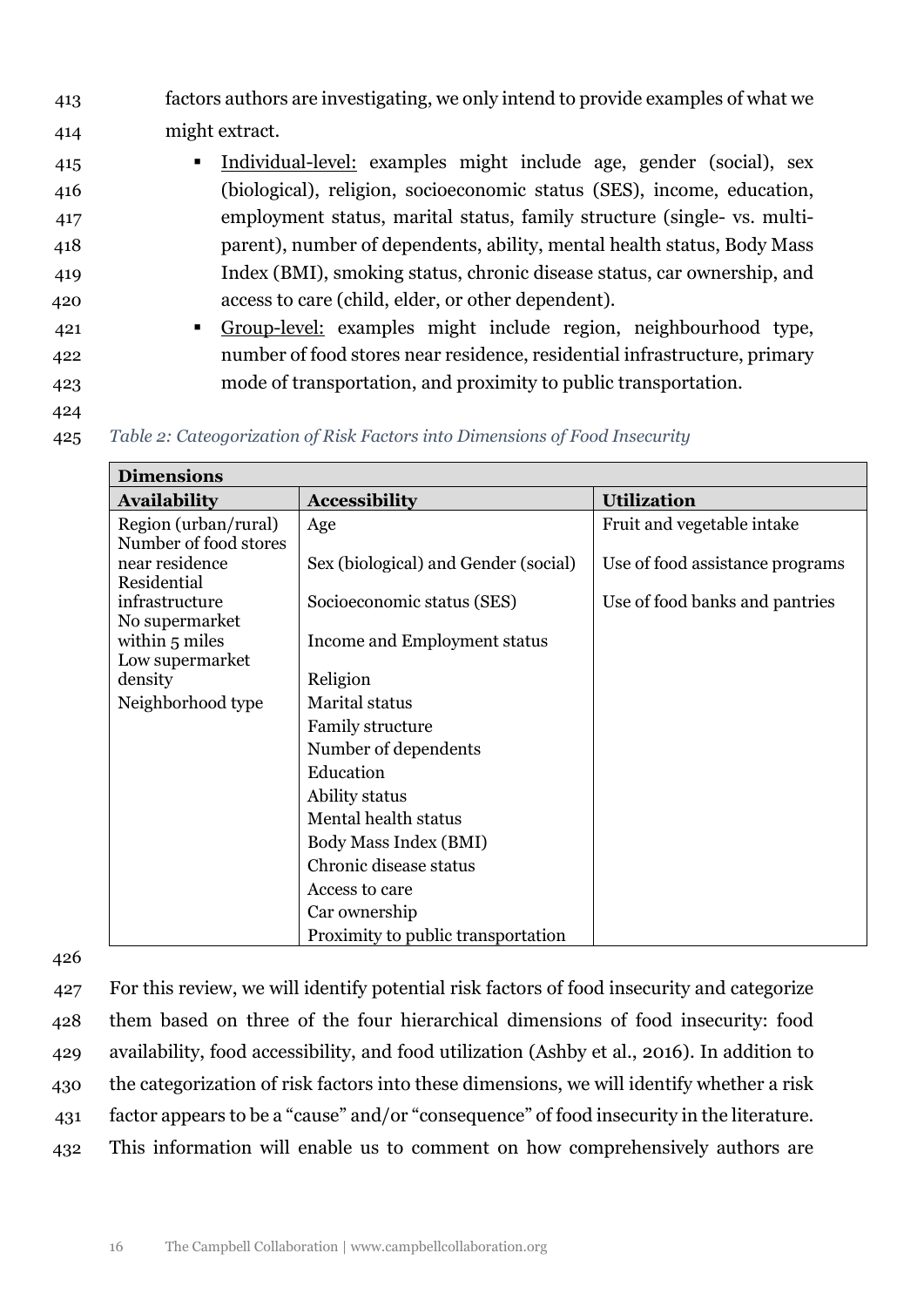factors authors are investigating, we only intend to provide examples of what we might extract.

- Individual-level: examples might include age, gender (social), sex (biological), religion, socioeconomic status (SES), income, education, employment status, marital status, family structure (single- vs. multi-parent), number of dependents, ability, mental health status, Body Mass Index (BMI), smoking status, chronic disease status, car ownership, and access to care (child, elder, or other dependent).
- Group-level: examples might include region, neighbourhood type, number of food stores near residence, residential infrastructure, primary mode of transportation, and proximity to public transportation.

*Table 2: Cateogorization of Risk Factors into Dimensions of Food Insecurity*

| **Dimensions** | | |
|---|---|---|
| **Availability** | **Accessibility** | **Utilization** |
| Region (urban/rural) | Age | Fruit and vegetable intake |
| Number of food stores near residence | Sex (biological) and Gender (social) | Use of food assistance programs |
| Residential infrastructure | Socioeconomic status (SES) | Use of food banks and pantries |
| No supermarket within 5 miles | Income and Employment status | |
| Low supermarket density | Religion | |
| Neighborhood type | Marital status | |
| | Family structure | |
| | Number of dependents | |
| | Education | |
| | Ability status | |
| | Mental health status | |
| | Body Mass Index (BMI) | |
| | Chronic disease status | |
| | Access to care | |
| | Car ownership | |
| | Proximity to public transportation | |

For this review, we will identify potential risk factors of food insecurity and categorize them based on three of the four hierarchical dimensions of food insecurity: food availability, food accessibility, and food utilization (Ashby et al., 2016). In addition to the categorization of risk factors into these dimensions, we will identify whether a risk factor appears to be a "cause" and/or "consequence" of food insecurity in the literature. This information will enable us to comment on how comprehensively authors are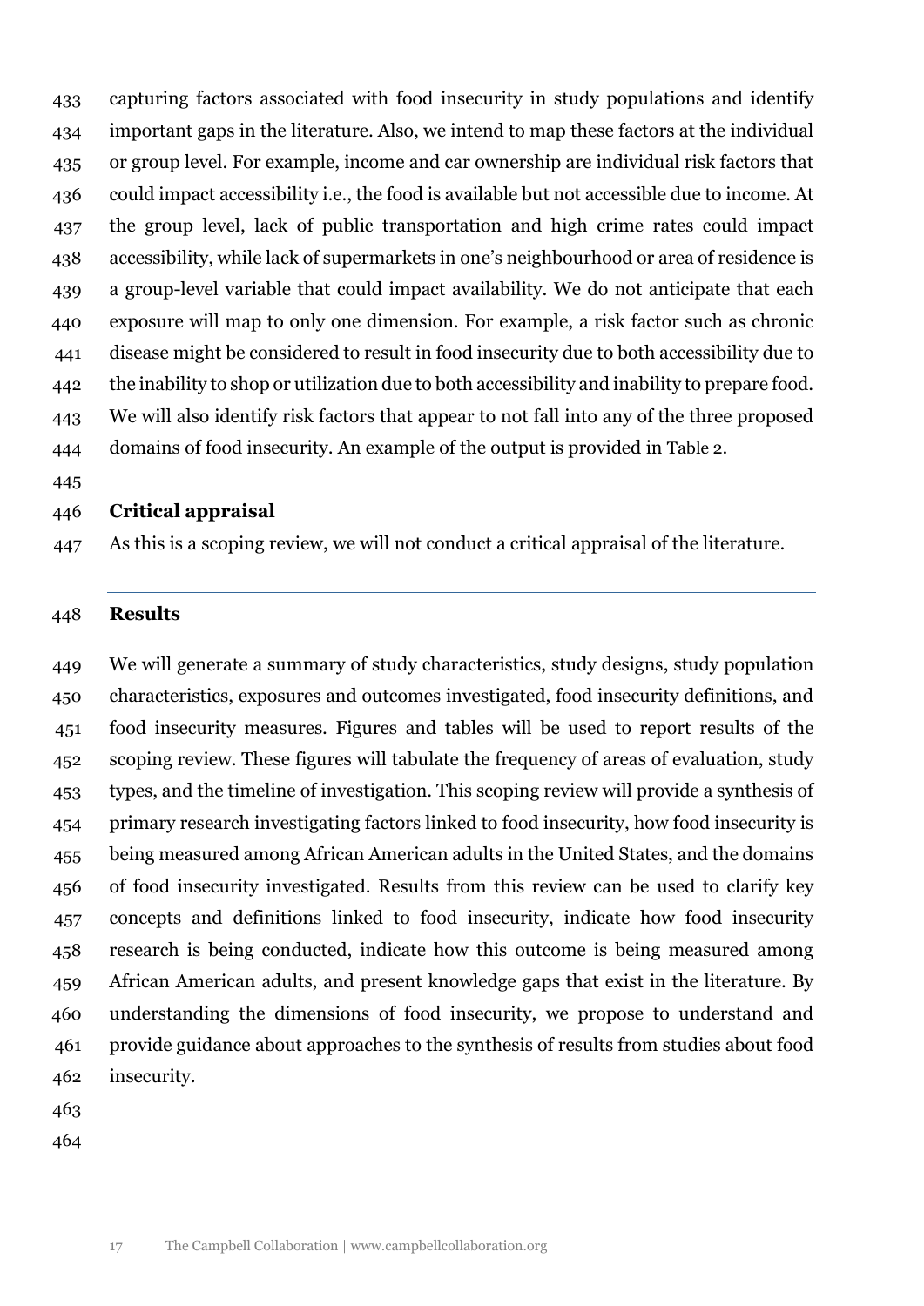capturing factors associated with food insecurity in study populations and identify important gaps in the literature. Also, we intend to map these factors at the individual or group level. For example, income and car ownership are individual risk factors that could impact accessibility i.e., the food is available but not accessible due to income. At the group level, lack of public transportation and high crime rates could impact accessibility, while lack of supermarkets in one's neighbourhood or area of residence is a group-level variable that could impact availability. We do not anticipate that each exposure will map to only one dimension. For example, a risk factor such as chronic disease might be considered to result in food insecurity due to both accessibility due to the inability to shop or utilization due to both accessibility and inability to prepare food. We will also identify risk factors that appear to not fall into any of the three proposed domains of food insecurity. An example of the output is provided in Table 2.

### Critical appraisal

As this is a scoping review, we will not conduct a critical appraisal of the literature.

## Results

We will generate a summary of study characteristics, study designs, study population characteristics, exposures and outcomes investigated, food insecurity definitions, and food insecurity measures. Figures and tables will be used to report results of the scoping review. These figures will tabulate the frequency of areas of evaluation, study types, and the timeline of investigation. This scoping review will provide a synthesis of primary research investigating factors linked to food insecurity, how food insecurity is being measured among African American adults in the United States, and the domains of food insecurity investigated. Results from this review can be used to clarify key concepts and definitions linked to food insecurity, indicate how food insecurity research is being conducted, indicate how this outcome is being measured among African American adults, and present knowledge gaps that exist in the literature. By understanding the dimensions of food insecurity, we propose to understand and provide guidance about approaches to the synthesis of results from studies about food insecurity.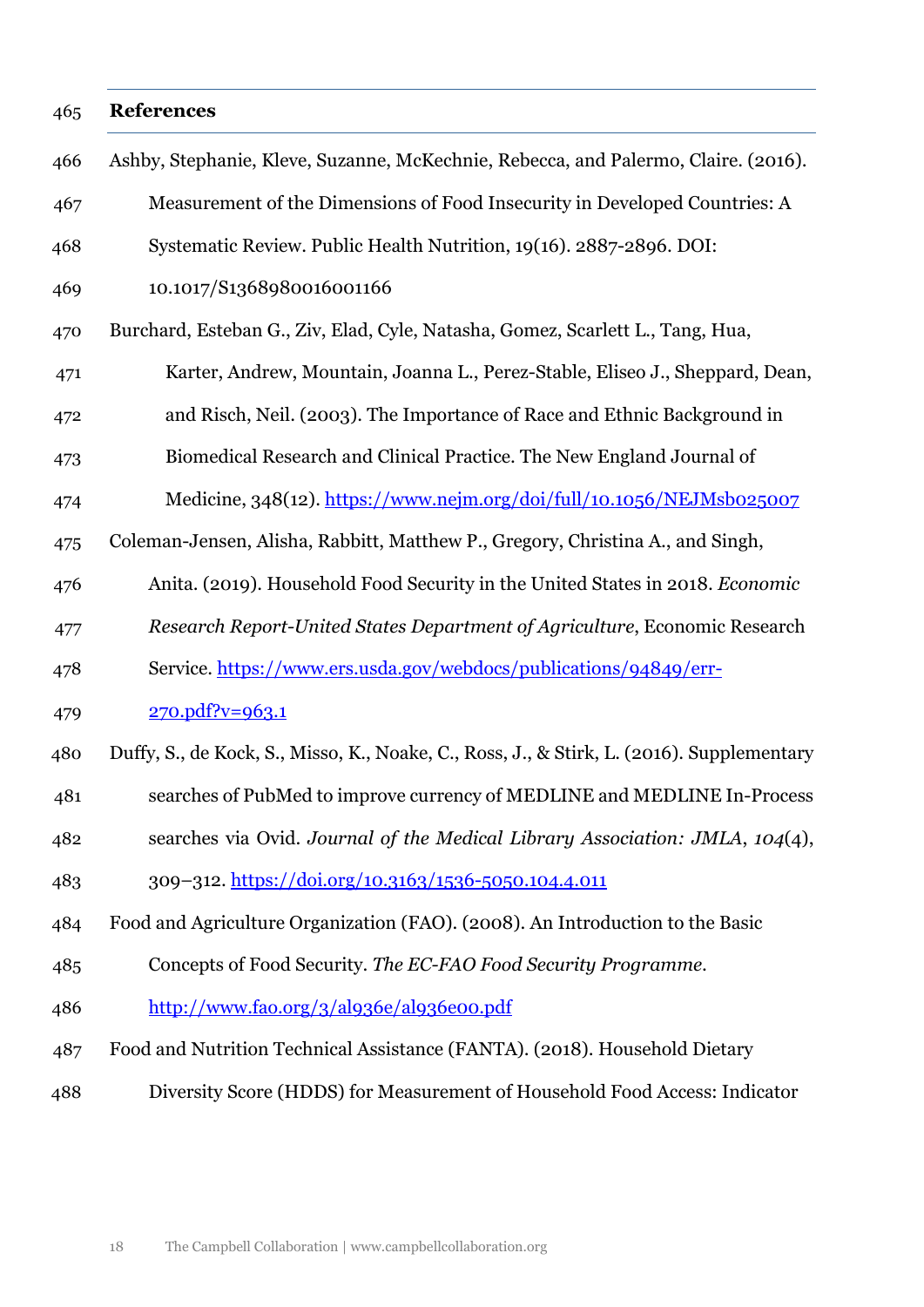## References

Ashby, Stephanie, Kleve, Suzanne, McKechnie, Rebecca, and Palermo, Claire. (2016). Measurement of the Dimensions of Food Insecurity in Developed Countries: A Systematic Review. Public Health Nutrition, 19(16). 2887-2896. DOI: 10.1017/S1368980016001166

Burchard, Esteban G., Ziv, Elad, Cyle, Natasha, Gomez, Scarlett L., Tang, Hua, Karter, Andrew, Mountain, Joanna L., Perez-Stable, Eliseo J., Sheppard, Dean, and Risch, Neil. (2003). The Importance of Race and Ethnic Background in Biomedical Research and Clinical Practice. The New England Journal of Medicine, 348(12). https://www.nejm.org/doi/full/10.1056/NEJMsb025007

Coleman-Jensen, Alisha, Rabbitt, Matthew P., Gregory, Christina A., and Singh, Anita. (2019). Household Food Security in the United States in 2018. *Economic Research Report-United States Department of Agriculture*, Economic Research Service. https://www.ers.usda.gov/webdocs/publications/94849/err-270.pdf?v=963.1

Duffy, S., de Kock, S., Misso, K., Noake, C., Ross, J., & Stirk, L. (2016). Supplementary searches of PubMed to improve currency of MEDLINE and MEDLINE In-Process searches via Ovid. *Journal of the Medical Library Association: JMLA*, *104*(4), 309–312. https://doi.org/10.3163/1536-5050.104.4.011

Food and Agriculture Organization (FAO). (2008). An Introduction to the Basic Concepts of Food Security. *The EC-FAO Food Security Programme*. http://www.fao.org/3/al936e/al936e00.pdf

Food and Nutrition Technical Assistance (FANTA). (2018). Household Dietary Diversity Score (HDDS) for Measurement of Household Food Access: Indicator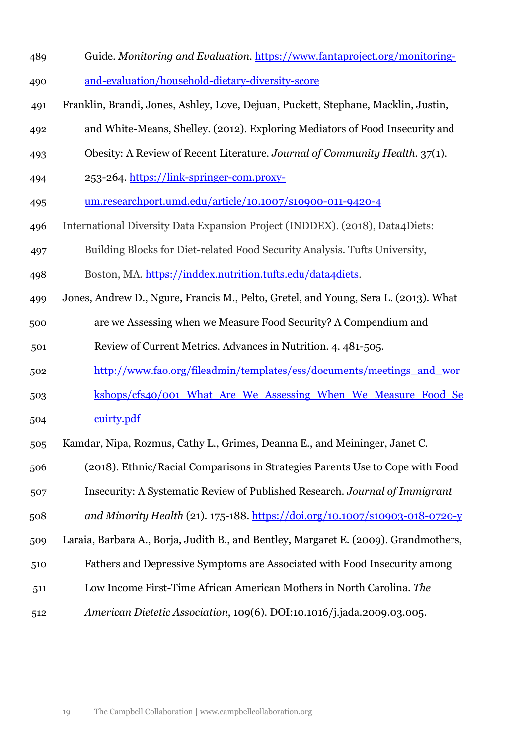Guide. *Monitoring and Evaluation*. https://www.fantaproject.org/monitoring-and-evaluation/household-dietary-diversity-score

Franklin, Brandi, Jones, Ashley, Love, Dejuan, Puckett, Stephane, Macklin, Justin, and White-Means, Shelley. (2012). Exploring Mediators of Food Insecurity and Obesity: A Review of Recent Literature. *Journal of Community Health*. 37(1). 253-264. https://link-springer-com.proxy-um.researchport.umd.edu/article/10.1007/s10900-011-9420-4

International Diversity Data Expansion Project (INDDEX). (2018), Data4Diets: Building Blocks for Diet-related Food Security Analysis. Tufts University, Boston, MA. https://inddex.nutrition.tufts.edu/data4diets.

Jones, Andrew D., Ngure, Francis M., Pelto, Gretel, and Young, Sera L. (2013). What are we Assessing when we Measure Food Security? A Compendium and Review of Current Metrics. Advances in Nutrition. 4. 481-505. http://www.fao.org/fileadmin/templates/ess/documents/meetings_and_workshops/cfs40/001_What_Are_We_Assessing_When_We_Measure_Food_Secuirty.pdf

Kamdar, Nipa, Rozmus, Cathy L., Grimes, Deanna E., and Meininger, Janet C. (2018). Ethnic/Racial Comparisons in Strategies Parents Use to Cope with Food Insecurity: A Systematic Review of Published Research. *Journal of Immigrant and Minority Health* (21). 175-188. https://doi.org/10.1007/s10903-018-0720-y

Laraia, Barbara A., Borja, Judith B., and Bentley, Margaret E. (2009). Grandmothers, Fathers and Depressive Symptoms are Associated with Food Insecurity among Low Income First-Time African American Mothers in North Carolina. *The American Dietetic Association*, 109(6). DOI:10.1016/j.jada.2009.03.005.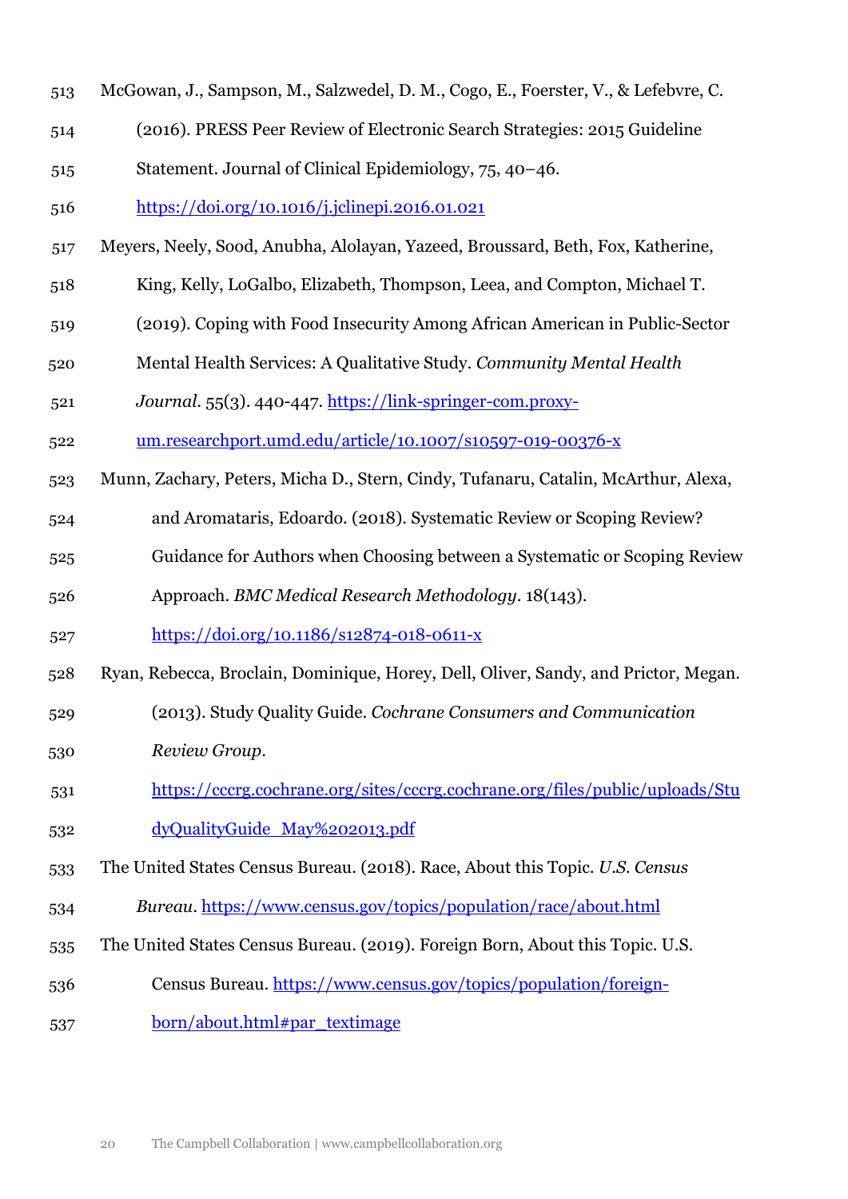McGowan, J., Sampson, M., Salzwedel, D. M., Cogo, E., Foerster, V., & Lefebvre, C. (2016). PRESS Peer Review of Electronic Search Strategies: 2015 Guideline Statement. Journal of Clinical Epidemiology, 75, 40–46. https://doi.org/10.1016/j.jclinepi.2016.01.021

Meyers, Neely, Sood, Anubha, Alolayan, Yazeed, Broussard, Beth, Fox, Katherine, King, Kelly, LoGalbo, Elizabeth, Thompson, Leea, and Compton, Michael T. (2019). Coping with Food Insecurity Among African American in Public-Sector Mental Health Services: A Qualitative Study. *Community Mental Health Journal*. 55(3). 440-447. https://link-springer-com.proxy-um.researchport.umd.edu/article/10.1007/s10597-019-00376-x

Munn, Zachary, Peters, Micha D., Stern, Cindy, Tufanaru, Catalin, McArthur, Alexa, and Aromataris, Edoardo. (2018). Systematic Review or Scoping Review? Guidance for Authors when Choosing between a Systematic or Scoping Review Approach. *BMC Medical Research Methodology*. 18(143). https://doi.org/10.1186/s12874-018-0611-x

Ryan, Rebecca, Broclain, Dominique, Horey, Dell, Oliver, Sandy, and Prictor, Megan. (2013). Study Quality Guide. *Cochrane Consumers and Communication Review Group*. https://cccrg.cochrane.org/sites/cccrg.cochrane.org/files/public/uploads/StudyQualityGuide_May%202013.pdf

The United States Census Bureau. (2018). Race, About this Topic. *U.S. Census Bureau*. https://www.census.gov/topics/population/race/about.html

The United States Census Bureau. (2019). Foreign Born, About this Topic. U.S. Census Bureau. https://www.census.gov/topics/population/foreign-born/about.html#par_textimage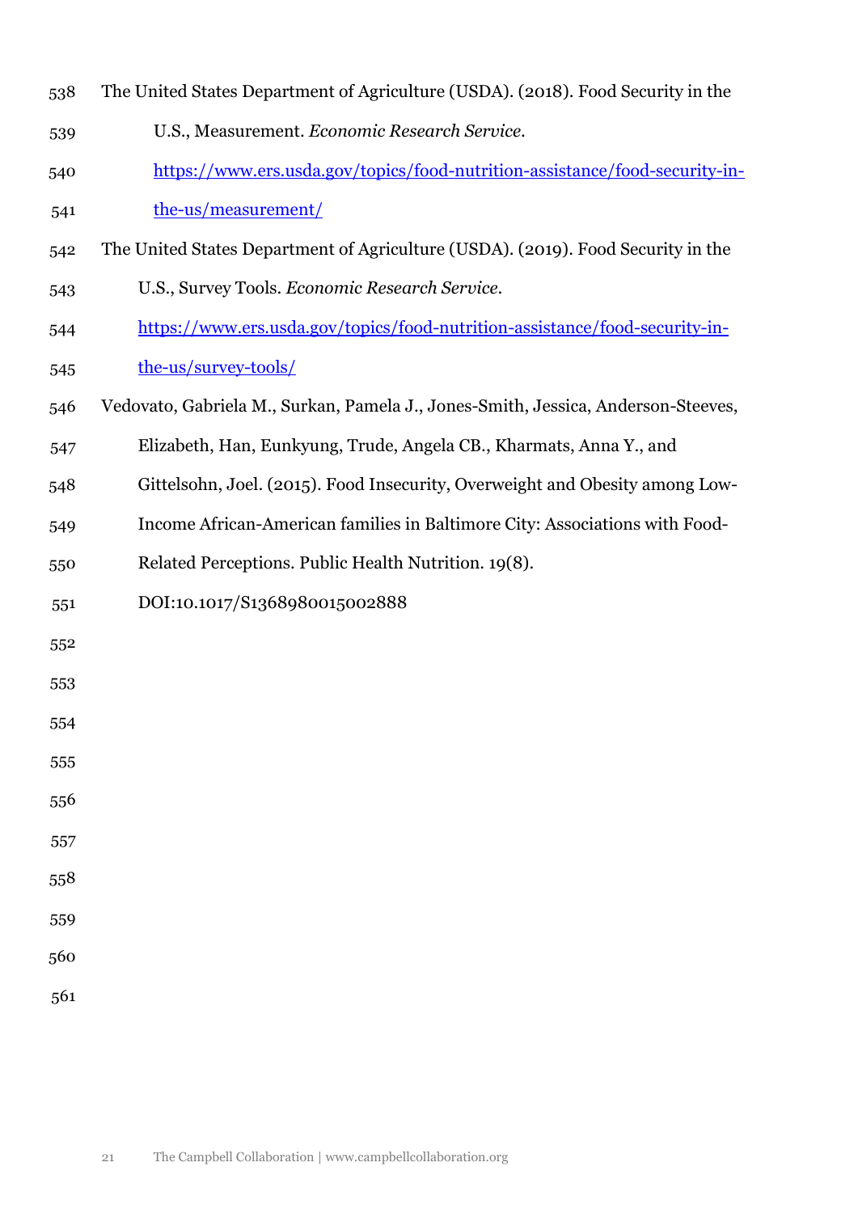The United States Department of Agriculture (USDA). (2018). Food Security in the U.S., Measurement. *Economic Research Service*. https://www.ers.usda.gov/topics/food-nutrition-assistance/food-security-in-the-us/measurement/

The United States Department of Agriculture (USDA). (2019). Food Security in the U.S., Survey Tools. *Economic Research Service*. https://www.ers.usda.gov/topics/food-nutrition-assistance/food-security-in-the-us/survey-tools/

Vedovato, Gabriela M., Surkan, Pamela J., Jones-Smith, Jessica, Anderson-Steeves, Elizabeth, Han, Eunkyung, Trude, Angela CB., Kharmats, Anna Y., and Gittelsohn, Joel. (2015). Food Insecurity, Overweight and Obesity among Low-Income African-American families in Baltimore City: Associations with Food-Related Perceptions. Public Health Nutrition. 19(8). DOI:10.1017/S1368980015002888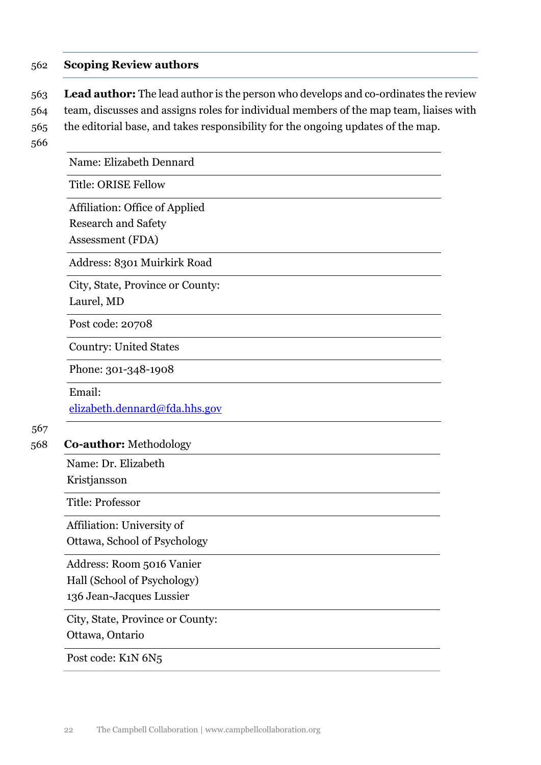## Scoping Review authors

**Lead author:** The lead author is the person who develops and co-ordinates the review team, discusses and assigns roles for individual members of the map team, liaises with the editorial base, and takes responsibility for the ongoing updates of the map.

| Name: Elizabeth Dennard |
|---|
| Title: ORISE Fellow |
| Affiliation: Office of Applied Research and Safety Assessment (FDA) |
| Address: 8301 Muirkirk Road |
| City, State, Province or County: Laurel, MD |
| Post code: 20708 |
| Country: United States |
| Phone: 301-348-1908 |
| Email: elizabeth.dennard@fda.hhs.gov |

**Co-author:** Methodology

| Name: Dr. Elizabeth Kristjansson |
|---|
| Title: Professor |
| Affiliation: University of Ottawa, School of Psychology |
| Address: Room 5016 Vanier Hall (School of Psychology) 136 Jean-Jacques Lussier |
| City, State, Province or County: Ottawa, Ontario |
| Post code: K1N 6N5 |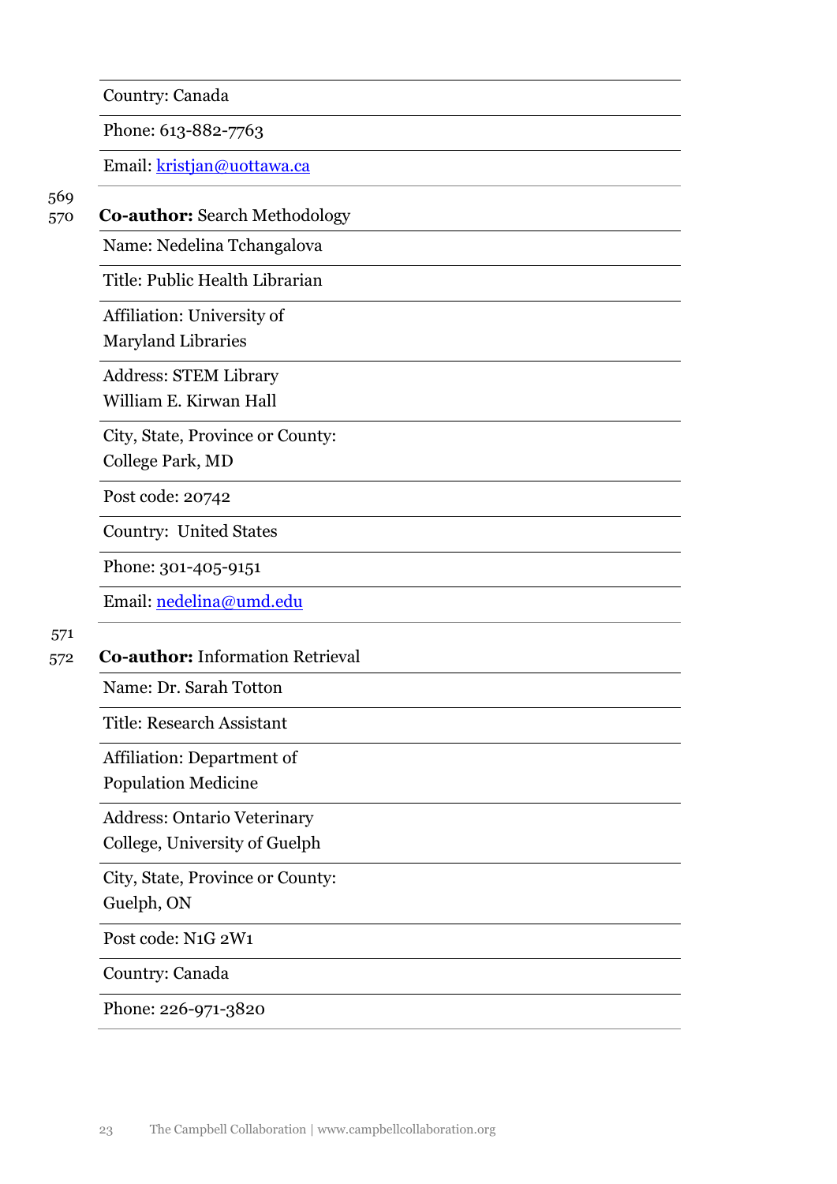| Country: Canada |
|---|
| Phone: 613-882-7763 |
| Email: kristjan@uottawa.ca |

**Co-author:** Search Methodology

| Name: Nedelina Tchangalova |
|---|
| Title: Public Health Librarian |
| Affiliation: University of Maryland Libraries |
| Address: STEM Library William E. Kirwan Hall |
| City, State, Province or County: College Park, MD |
| Post code: 20742 |
| Country: United States |
| Phone: 301-405-9151 |
| Email: nedelina@umd.edu |

**Co-author:** Information Retrieval

| Name: Dr. Sarah Totton |
|---|
| Title: Research Assistant |
| Affiliation: Department of Population Medicine |
| Address: Ontario Veterinary College, University of Guelph |
| City, State, Province or County: Guelph, ON |
| Post code: N1G 2W1 |
| Country: Canada |
| Phone: 226-971-3820 |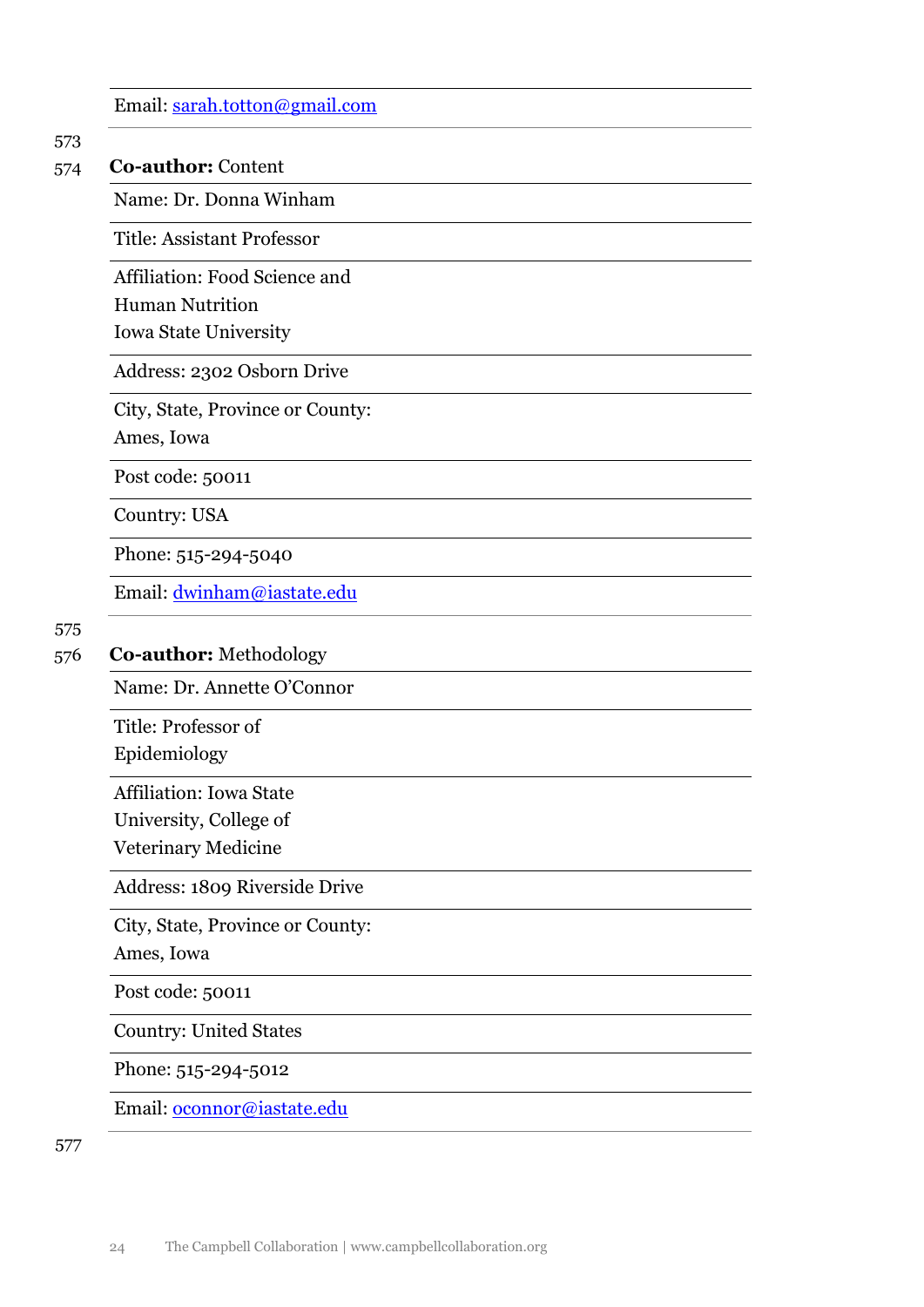Email: sarah.totton@gmail.com

**Co-author:** Content

| Name: Dr. Donna Winham |
| --- |
| Title: Assistant Professor |
| Affiliation: Food Science and Human Nutrition Iowa State University |
| Address: 2302 Osborn Drive |
| City, State, Province or County: Ames, Iowa |
| Post code: 50011 |
| Country: USA |
| Phone: 515-294-5040 |
| Email: dwinham@iastate.edu |

**Co-author:** Methodology

| Name: Dr. Annette O'Connor |
| --- |
| Title: Professor of Epidemiology |
| Affiliation: Iowa State University, College of Veterinary Medicine |
| Address: 1809 Riverside Drive |
| City, State, Province or County: Ames, Iowa |
| Post code: 50011 |
| Country: United States |
| Phone: 515-294-5012 |
| Email: oconnor@iastate.edu |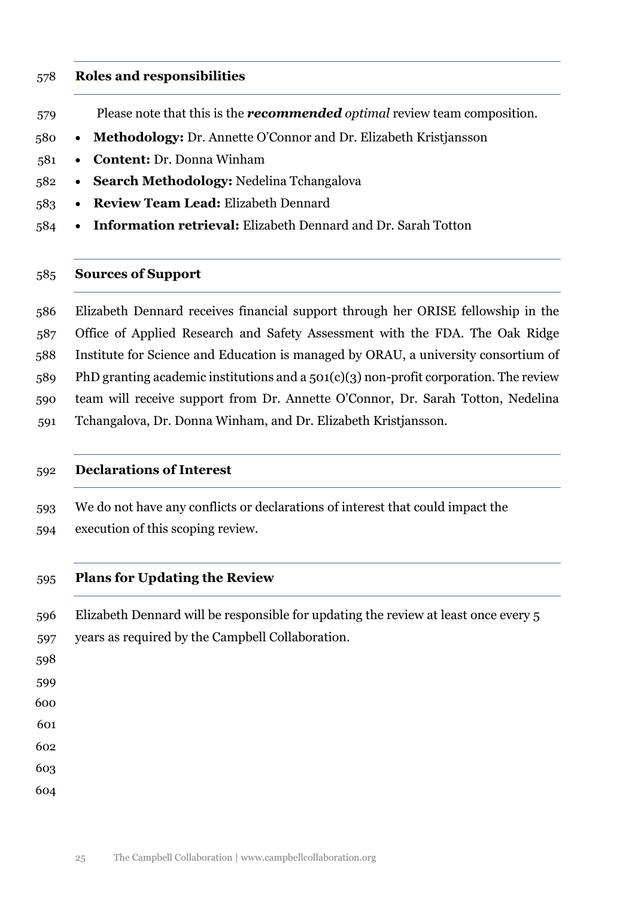## Roles and responsibilities

Please note that this is the ***recommended*** *optimal* review team composition.

- **Methodology:** Dr. Annette O'Connor and Dr. Elizabeth Kristjansson
- **Content:** Dr. Donna Winham
- **Search Methodology:** Nedelina Tchangalova
- **Review Team Lead:** Elizabeth Dennard
- **Information retrieval:** Elizabeth Dennard and Dr. Sarah Totton

## Sources of Support

Elizabeth Dennard receives financial support through her ORISE fellowship in the Office of Applied Research and Safety Assessment with the FDA. The Oak Ridge Institute for Science and Education is managed by ORAU, a university consortium of PhD granting academic institutions and a 501(c)(3) non-profit corporation. The review team will receive support from Dr. Annette O'Connor, Dr. Sarah Totton, Nedelina Tchangalova, Dr. Donna Winham, and Dr. Elizabeth Kristjansson.

## Declarations of Interest

We do not have any conflicts or declarations of interest that could impact the execution of this scoping review.

## Plans for Updating the Review

Elizabeth Dennard will be responsible for updating the review at least once every 5 years as required by the Campbell Collaboration.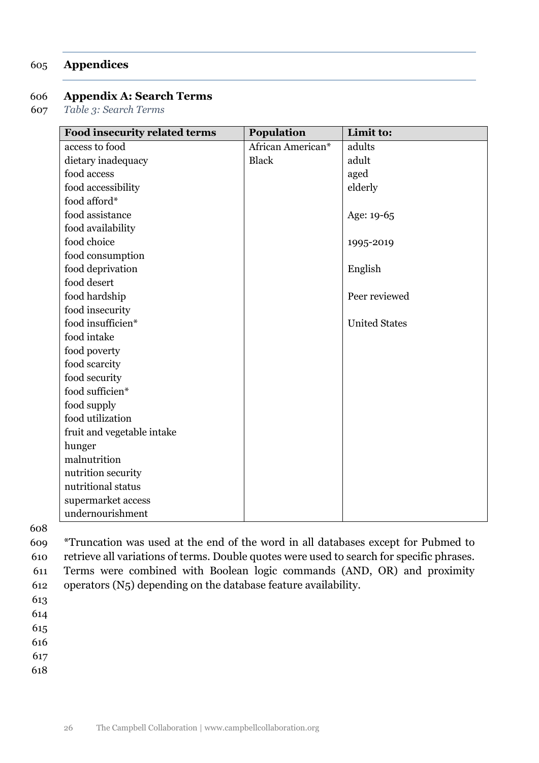# Appendices

## Appendix A: Search Terms

*Table 3: Search Terms*

| Food insecurity related terms | Population | Limit to: |
| --- | --- | --- |
| access to food | African American* | adults |
| dietary inadequacy | Black | adult |
| food access | | aged |
| food accessibility | | elderly |
| food afford* | | |
| food assistance | | Age: 19-65 |
| food availability | | |
| food choice | | 1995-2019 |
| food consumption | | |
| food deprivation | | English |
| food desert | | |
| food hardship | | Peer reviewed |
| food insecurity | | |
| food insufficien* | | United States |
| food intake | | |
| food poverty | | |
| food scarcity | | |
| food security | | |
| food sufficien* | | |
| food supply | | |
| food utilization | | |
| fruit and vegetable intake | | |
| hunger | | |
| malnutrition | | |
| nutrition security | | |
| nutritional status | | |
| supermarket access | | |
| undernourishment | | |

*Truncation was used at the end of the word in all databases except for Pubmed to retrieve all variations of terms. Double quotes were used to search for specific phrases. Terms were combined with Boolean logic commands (AND, OR) and proximity operators (N5) depending on the database feature availability.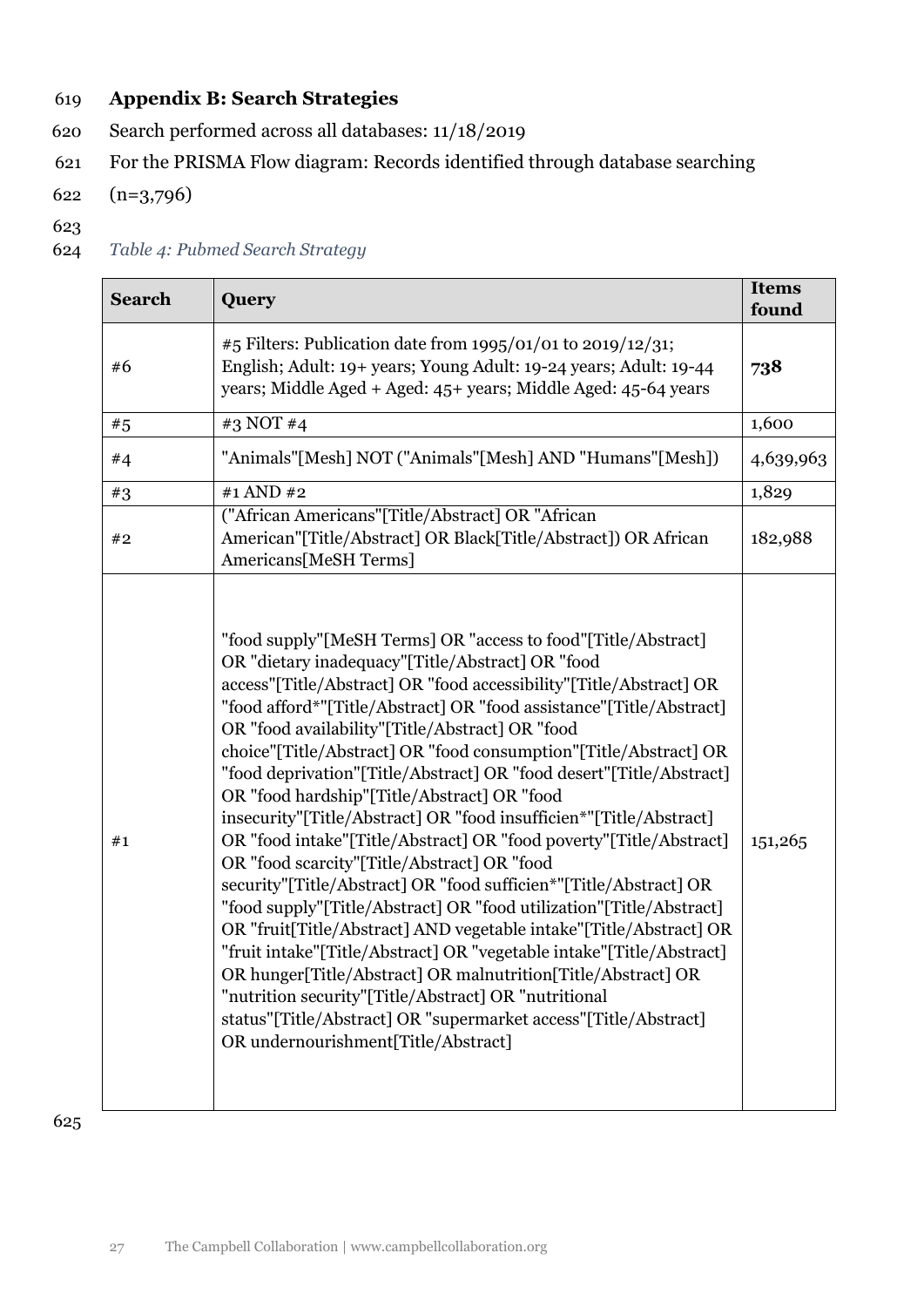## Appendix B: Search Strategies

Search performed across all databases: 11/18/2019

For the PRISMA Flow diagram: Records identified through database searching (n=3,796)

*Table 4: Pubmed Search Strategy*

| Search | Query | Items found |
|---|---|---|
| #6 | #5 Filters: Publication date from 1995/01/01 to 2019/12/31; English; Adult: 19+ years; Young Adult: 19-24 years; Adult: 19-44 years; Middle Aged + Aged: 45+ years; Middle Aged: 45-64 years | **738** |
| #5 | #3 NOT #4 | 1,600 |
| #4 | "Animals"[Mesh] NOT ("Animals"[Mesh] AND "Humans"[Mesh]) | 4,639,963 |
| #3 | #1 AND #2 | 1,829 |
| #2 | ("African Americans"[Title/Abstract] OR "African American"[Title/Abstract] OR Black[Title/Abstract]) OR African Americans[MeSH Terms] | 182,988 |
| #1 | "food supply"[MeSH Terms] OR "access to food"[Title/Abstract] OR "dietary inadequacy"[Title/Abstract] OR "food access"[Title/Abstract] OR "food accessibility"[Title/Abstract] OR "food afford*"[Title/Abstract] OR "food assistance"[Title/Abstract] OR "food availability"[Title/Abstract] OR "food choice"[Title/Abstract] OR "food consumption"[Title/Abstract] OR "food deprivation"[Title/Abstract] OR "food desert"[Title/Abstract] OR "food hardship"[Title/Abstract] OR "food insecurity"[Title/Abstract] OR "food insufficien*"[Title/Abstract] OR "food intake"[Title/Abstract] OR "food poverty"[Title/Abstract] OR "food scarcity"[Title/Abstract] OR "food security"[Title/Abstract] OR "food sufficien*"[Title/Abstract] OR "food supply"[Title/Abstract] OR "food utilization"[Title/Abstract] OR "fruit[Title/Abstract] AND vegetable intake"[Title/Abstract] OR "fruit intake"[Title/Abstract] OR "vegetable intake"[Title/Abstract] OR hunger[Title/Abstract] OR malnutrition[Title/Abstract] OR "nutrition security"[Title/Abstract] OR "nutritional status"[Title/Abstract] OR "supermarket access"[Title/Abstract] OR undernourishment[Title/Abstract] | 151,265 |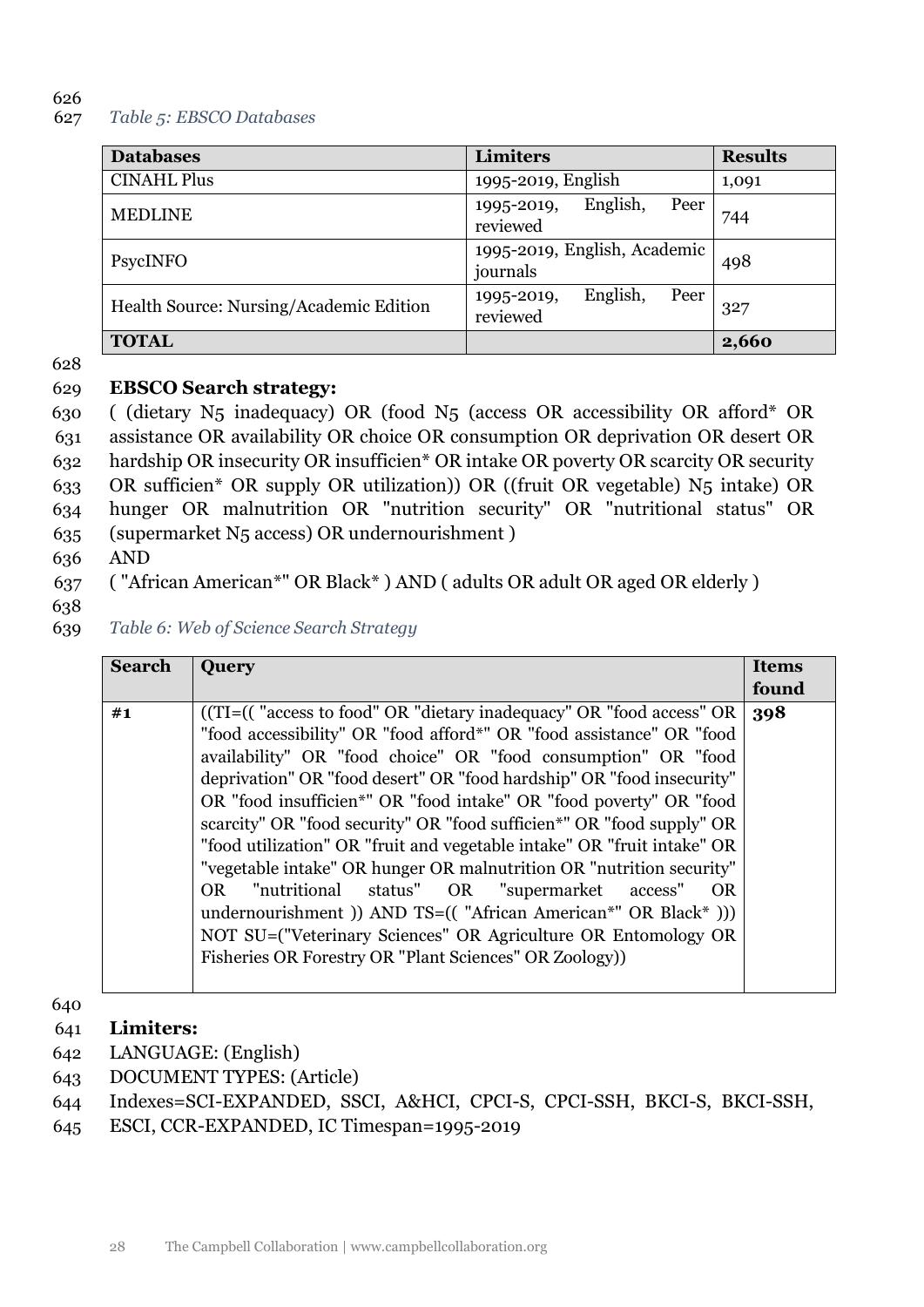*Table 5: EBSCO Databases*

| Databases | Limiters | Results |
|---|---|---|
| CINAHL Plus | 1995-2019, English | 1,091 |
| MEDLINE | 1995-2019, English, Peer reviewed | 744 |
| PsycINFO | 1995-2019, English, Academic journals | 498 |
| Health Source: Nursing/Academic Edition | 1995-2019, English, Peer reviewed | 327 |
| **TOTAL** | | **2,660** |

**EBSCO Search strategy:**

( (dietary N5 inadequacy) OR (food N5 (access OR accessibility OR afford* OR assistance OR availability OR choice OR consumption OR deprivation OR desert OR hardship OR insecurity OR insufficien* OR intake OR poverty OR scarcity OR security OR sufficien* OR supply OR utilization)) OR ((fruit OR vegetable) N5 intake) OR hunger OR malnutrition OR "nutrition security" OR "nutritional status" OR (supermarket N5 access) OR undernourishment )

AND

( "African American*" OR Black* ) AND ( adults OR adult OR aged OR elderly )

*Table 6: Web of Science Search Strategy*

| Search | Query | Items found |
|---|---|---|
| **#1** | ((TI=(( "access to food" OR "dietary inadequacy" OR "food access" OR "food accessibility" OR "food afford*" OR "food assistance" OR "food availability" OR "food choice" OR "food consumption" OR "food deprivation" OR "food desert" OR "food hardship" OR "food insecurity" OR "food insufficien*" OR "food intake" OR "food poverty" OR "food scarcity" OR "food security" OR "food sufficien*" OR "food supply" OR "food utilization" OR "fruit and vegetable intake" OR "fruit intake" OR "vegetable intake" OR hunger OR malnutrition OR "nutrition security" OR "nutritional status" OR "supermarket access" OR undernourishment )) AND TS=(( "African American*" OR Black* ))) NOT SU=("Veterinary Sciences" OR Agriculture OR Entomology OR Fisheries OR Forestry OR "Plant Sciences" OR Zoology)) | **398** |

**Limiters:**

LANGUAGE: (English)

DOCUMENT TYPES: (Article)

Indexes=SCI-EXPANDED, SSCI, A&HCI, CPCI-S, CPCI-SSH, BKCI-S, BKCI-SSH, ESCI, CCR-EXPANDED, IC Timespan=1995-2019